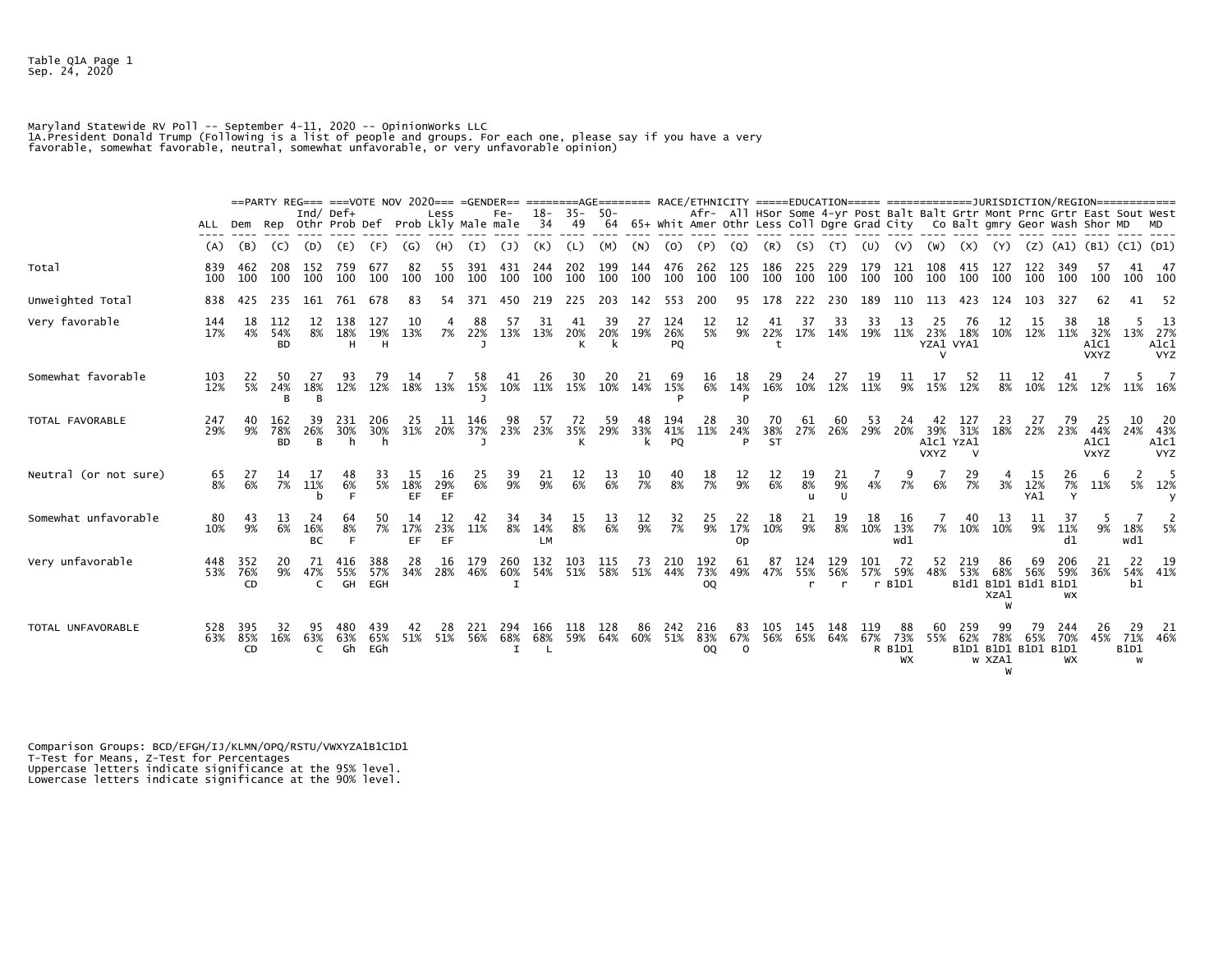Maryland Statewide RV Poll -- September 4-11, 2020 -- OpinionWorks LLC
1A.President Donald Trump (Following is a list of people and groups. For each one, please say if you have a very favorable, somewhat favorable, neutral, somewhat unfavorable, or very unfavorable opinion)

| | | PARTY REG | | | VOTE NOV 2020 | | | | GENDER | | AGE | | | | RACE/ETHNICITY | | | EDUCATION | | | | JURISDICTION/REGION | | | | | | | | | |
|---|---|---|---|---|---|---|---|---|---|---|---|---|---|---|---|---|---|---|---|---|---|---|---|---|---|---|---|---|---|---|
| | ALL | Dem | Rep | Ind/ Othr | Def+ Prob | Def | Prob | Less Lkly | Male | Fe- male | 18- 34 | 35- 49 | 50- 64 | 65+ | Whit | Afr- Amer | All Othr | HSor Less | Some Coll | 4-yr Dgre | Post Grad | Balt City | Balt Co | Grtr Balt | Mont gmry | Prnc Geor | Grtr Wash | East Shor | Sout MD | West MD |
| | (A) | (B) | (C) | (D) | (E) | (F) | (G) | (H) | (I) | (J) | (K) | (L) | (M) | (N) | (O) | (P) | (Q) | (R) | (S) | (T) | (U) | (V) | (W) | (X) | (Y) | (Z) | (A1) | (B1) | (C1) | (D1) |
| Total | 839 100 | 462 100 | 208 100 | 152 100 | 759 100 | 677 100 | 82 100 | 55 100 | 391 100 | 431 100 | 244 100 | 202 100 | 199 100 | 144 100 | 476 100 | 262 100 | 125 100 | 186 100 | 225 100 | 229 100 | 179 100 | 121 100 | 108 100 | 415 100 | 127 100 | 122 100 | 349 100 | 57 100 | 41 100 | 47 100 |
| Unweighted Total | 838 | 425 | 235 | 161 | 761 | 678 | 83 | 54 | 371 | 450 | 219 | 225 | 203 | 142 | 553 | 200 | 95 | 178 | 222 | 230 | 189 | 110 | 113 | 423 | 124 | 103 | 327 | 62 | 41 | 52 |
| Very favorable | 144 17% | 18 4% | 112 54% BD | 12 8% | 138 18% H | 127 19% H | 10 13% | 4 7% | 88 22% J | 57 13% | 31 13% | 41 20% K | 39 20% k | 27 19% | 124 26% PQ | 12 5% | 12 9% | 41 22% t | 37 17% | 33 14% | 33 19% | 13 11% | 25 23% YZA1 V | 76 18% VYA1 | 12 10% | 15 12% | 38 11% | 18 32% A1C1 VXYZ | 5 13% | 13 27% A1C1 VYZ |
| Somewhat favorable | 103 12% | 22 5% | 50 24% B | 27 18% B | 93 12% | 79 12% | 14 18% | 7 13% | 58 15% J | 41 10% | 26 11% | 30 15% | 20 10% | 21 14% | 69 15% P | 16 6% | 18 14% P | 29 16% | 24 10% | 27 12% | 19 11% | 11 9% | 17 15% | 52 12% | 11 8% | 12 10% | 41 12% | 7 12% | 5 11% | 7 16% |
| TOTAL FAVORABLE | 247 29% | 40 9% | 162 78% BD | 39 26% B | 231 30% h | 206 30% h | 25 31% | 11 20% | 146 37% J | 98 23% | 57 23% | 72 35% K | 59 29% | 48 33% k | 194 41% PQ | 28 11% | 30 24% P | 70 38% ST | 61 27% | 60 26% | 53 29% | 24 20% | 42 39% A1C1 VXYZ | 127 31% YzA1 V | 23 18% | 27 22% | 79 23% | 25 44% A1C1 VXYZ | 10 24% | 20 43% A1C1 VYZ |
| Neutral (or not sure) | 65 8% | 27 6% | 14 7% | 17 11% b | 48 6% F | 33 5% | 15 18% EF | 16 29% EF | 25 6% | 39 9% | 21 9% | 12 6% | 13 6% | 10 7% | 40 8% | 18 7% | 12 9% | 12 6% | 19 8% u | 21 9% U | 7 4% | 9 7% | 7 6% | 29 7% | 4 3% | 15 12% YA1 | 26 7% Y | 6 11% | 2 5% | 5 12% y |
| Somewhat unfavorable | 80 10% | 43 9% | 13 6% | 24 16% BC | 64 8% F | 50 7% | 14 17% EF | 12 23% EF | 42 11% | 34 8% | 34 14% LM | 15 8% | 13 6% | 12 9% | 32 7% | 25 9% | 22 17% Op | 18 10% | 21 9% | 19 8% | 18 10% | 16 13% wd1 | 7 7% | 40 10% | 13 10% | 11 9% | 37 11% d1 | 5 9% | 7 18% wd1 | 2 5% |
| Very unfavorable | 448 53% | 352 76% CD | 20 9% | 71 47% C | 416 55% GH | 388 57% EGH | 28 34% | 16 28% | 179 46% | 260 60% I | 132 54% | 103 51% | 115 58% | 73 51% | 210 44% | 192 73% OQ | 61 49% | 87 47% | 124 55% r | 129 56% r | 101 57% r | 72 59% B1D1 | 52 48% | 219 53% B1d1 | 86 68% B1D1 XzA1 W | 69 56% B1d1 | 206 59% B1D1 wx | 21 36% | 22 54% b1 | 19 41% |
| TOTAL UNFAVORABLE | 528 63% | 395 85% CD | 32 16% | 95 63% C | 480 63% Gh | 439 65% EGh | 42 51% | 28 51% | 221 56% | 294 68% I | 166 68% L | 118 59% | 128 64% | 86 60% | 242 51% | 216 83% OQ | 83 67% O | 105 56% | 145 65% | 148 64% | 119 67% R | 88 73% B1D1 WX | 60 55% | 259 62% B1D1 w | 99 78% B1D1 XZA1 W | 79 65% B1D1 | 244 70% B1D1 WX | 26 45% | 29 71% B1D1 W | 21 46% |

Comparison Groups: BCD/EFGH/IJ/KLMN/OPQ/RSTU/VWXYZA1B1C1D1
T-Test for Means, Z-Test for Percentages
Uppercase letters indicate significance at the 95% level.
Lowercase letters indicate significance at the 90% level.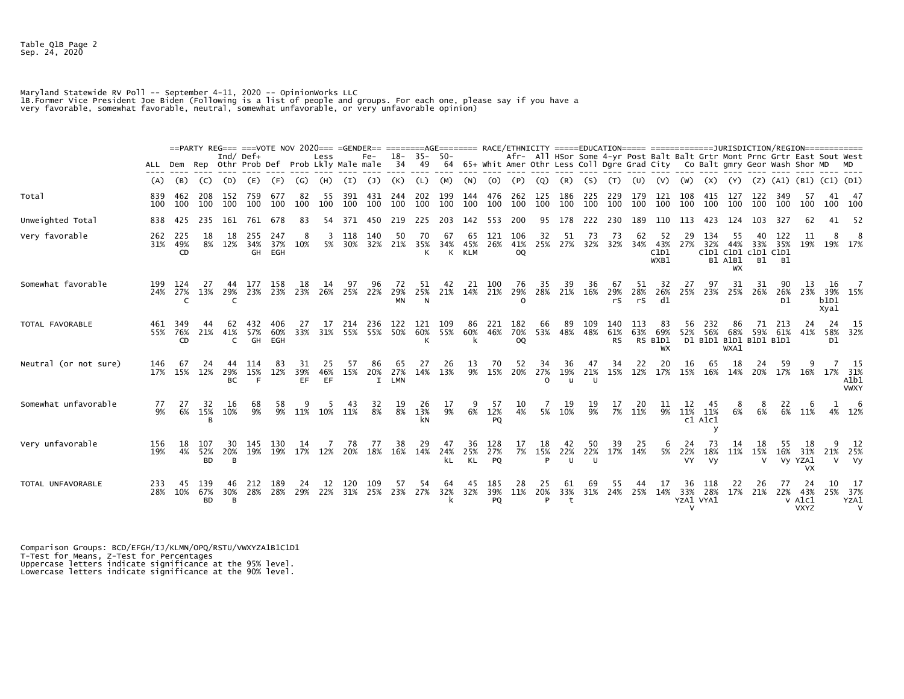Maryland Statewide RV Poll -- September 4-11, 2020 -- OpinionWorks LLC
1B.Former Vice President Joe Biden (Following is a list of people and groups. For each one, please say if you have a very favorable, somewhat favorable, neutral, somewhat unfavorable, or very unfavorable opinion)

| | ALL | ==PARTY REG== Dem | Rep | Ind/ Othr | ===VOTE NOV 2020=== Def+ Prob | Def | Prob | Less Lkly | =GENDER== Male | Fe- male | ========AGE======== 18-34 | 35-49 | 50-64 | 65+ | RACE/ETHNICITY Whit | Afr-Amer | All Othr | =====EDUCATION===== HSor Less | Some Coll | 4-yr Dgre | Post Grad | ===JURISDICTION/REGION=== Balt City | Balt Co | Grtr Balt | Mont gmry | Prnc Geor | Grtr Wash | East Shor | Sout MD | West MD |
|---|---|---|---|---|---|---|---|---|---|---|---|---|---|---|---|---|---|---|---|---|---|---|---|---|---|---|---|---|---|---|
| | (A) | (B) | (C) | (D) | (E) | (F) | (G) | (H) | (I) | (J) | (K) | (L) | (M) | (N) | (O) | (P) | (Q) | (R) | (S) | (T) | (U) | (V) | (W) | (X) | (Y) | (Z) | (A1) | (B1) | (C1) | (D1) |
| Total | 839 | 462 | 208 | 152 | 759 | 677 | 82 | 55 | 391 | 431 | 244 | 202 | 199 | 144 | 476 | 262 | 125 | 186 | 225 | 229 | 179 | 121 | 108 | 415 | 127 | 122 | 349 | 57 | 41 | 47 |
| | 100 | 100 | 100 | 100 | 100 | 100 | 100 | 100 | 100 | 100 | 100 | 100 | 100 | 100 | 100 | 100 | 100 | 100 | 100 | 100 | 100 | 100 | 100 | 100 | 100 | 100 | 100 | 100 | 100 | 100 |
| Unweighted Total | 838 | 425 | 235 | 161 | 761 | 678 | 83 | 54 | 371 | 450 | 219 | 225 | 203 | 142 | 553 | 200 | 95 | 178 | 222 | 230 | 189 | 110 | 113 | 423 | 124 | 103 | 327 | 62 | 41 | 52 |
| Very favorable | 262 | 225 | 18 | 18 | 255 | 247 | 8 | 3 | 118 | 140 | 50 | 70 | 67 | 65 | 121 | 106 | 32 | 51 | 73 | 73 | 62 | 52 | 29 | 134 | 55 | 40 | 122 | 11 | 8 | 8 |
| | 31% | 49% | 8% | 12% | 34% | 37% | 10% | 5% | 30% | 32% | 21% | 35% | 34% | 45% | 26% | 41% | 25% | 27% | 32% | 32% | 34% | 43% | 27% | 32% | 44% | 33% | 35% | 19% | 19% | 17% |
| | | CD | | | GH | EGH | | | | | | K | K | KLM | | OQ | | | | | | C1D1 WXB1 | | C1D1 B1 | C1D1 A1B1 WX | c1D1 B1 | C1D1 B1 | | | |
| Somewhat favorable | 199 | 124 | 27 | 44 | 177 | 158 | 18 | 14 | 97 | 96 | 72 | 51 | 42 | 21 | 100 | 76 | 35 | 39 | 36 | 67 | 51 | 32 | 27 | 97 | 31 | 31 | 90 | 13 | 16 | 7 |
| | 24% | 27% | 13% | 29% | 23% | 23% | 23% | 26% | 25% | 22% | 29% | 25% | 21% | 14% | 21% | 29% | 28% | 21% | 16% | 29% | 28% | 26% | 25% | 23% | 25% | 26% | 26% | 23% | 39% | 15% |
| | | C | | C | | | | | | | MN | N | | | | O | | | | rS | rS | d1 | | | | | D1 | | b1D1 Xya1 | |
| TOTAL FAVORABLE | 461 | 349 | 44 | 62 | 432 | 406 | 27 | 17 | 214 | 236 | 122 | 121 | 109 | 86 | 221 | 182 | 66 | 89 | 109 | 140 | 113 | 83 | 56 | 232 | 86 | 71 | 213 | 24 | 24 | 15 |
| | 55% | 76% | 21% | 41% | 57% | 60% | 33% | 31% | 55% | 55% | 50% | 60% | 55% | 60% | 46% | 70% | 53% | 48% | 48% | 61% | 63% | 69% | 52% | 56% | 68% | 59% | 61% | 41% | 58% | 32% |
| | | CD | | C | GH | EGH | | | | | | K | | k | | OQ | | | | RS | RS | B1D1 WX | D1 | B1D1 | B1D1 WXA1 | B1D1 | B1D1 | | D1 | |
| Neutral (or not sure) | 146 | 67 | 24 | 44 | 114 | 83 | 31 | 25 | 57 | 86 | 65 | 27 | 26 | 13 | 70 | 52 | 34 | 36 | 47 | 34 | 22 | 20 | 16 | 65 | 18 | 24 | 59 | 9 | 7 | 15 |
| | 17% | 15% | 12% | 29% | 15% | 12% | 39% | 46% | 15% | 20% | 27% | 14% | 13% | 9% | 15% | 20% | 27% | 19% | 21% | 15% | 12% | 17% | 15% | 16% | 14% | 20% | 17% | 16% | 17% | 31% |
| | | | | BC | F | | EF | EF | | I | LMN | | | | | | O | u | U | | | | | | | | | | | A1b1 VWXY |
| Somewhat unfavorable | 77 | 27 | 32 | 16 | 68 | 58 | 9 | 5 | 43 | 32 | 19 | 26 | 17 | 9 | 57 | 10 | 7 | 19 | 19 | 17 | 20 | 11 | 12 | 45 | 8 | 8 | 22 | 6 | 1 | 6 |
| | 9% | 6% | 15% | 10% | 9% | 9% | 11% | 10% | 11% | 8% | 8% | 13% | 9% | 6% | 12% | 4% | 5% | 10% | 9% | 7% | 11% | 9% | 11% | 11% | 6% | 6% | 6% | 11% | 4% | 12% |
| | | | B | | | | | | | | | kN | | | PQ | | | | | | | | c1 | A1c1 y | | | | | | |
| Very unfavorable | 156 | 18 | 107 | 30 | 145 | 130 | 14 | 7 | 78 | 77 | 38 | 29 | 47 | 36 | 128 | 17 | 18 | 42 | 50 | 39 | 25 | 6 | 24 | 73 | 14 | 18 | 55 | 18 | 9 | 12 |
| | 19% | 4% | 52% | 20% | 19% | 19% | 17% | 12% | 20% | 18% | 16% | 14% | 24% | 25% | 27% | 7% | 15% | 22% | 22% | 17% | 14% | 5% | 22% | 18% | 11% | 15% | 16% | 31% | 21% | 25% |
| | | | BD | B | | | | | | | | | kL | KL | PQ | | P | U | U | | | | VY | Vy | | V | Vy | YZA1 VX | V | Vy |
| TOTAL UNFAVORABLE | 233 | 45 | 139 | 46 | 212 | 189 | 24 | 12 | 120 | 109 | 57 | 54 | 64 | 45 | 185 | 28 | 25 | 61 | 69 | 55 | 44 | 17 | 36 | 118 | 22 | 26 | 77 | 24 | 10 | 17 |
| | 28% | 10% | 67% | 30% | 28% | 28% | 29% | 22% | 31% | 25% | 23% | 27% | 32% | 32% | 39% | 11% | 20% | 33% | 31% | 24% | 25% | 14% | 33% | 28% | 17% | 21% | 22% | 43% | 25% | 37% |
| | | | BD | B | | | | | | | | | k | | PQ | | P | t | | | | | YzA1 V | VYA1 | | | v | A1c1 VXYZ | | YzA1 V |

Comparison Groups: BCD/EFGH/IJ/KLMN/OPQ/RSTU/VWXYZA1B1C1D1
T-Test for Means, Z-Test for Percentages
Uppercase letters indicate significance at the 95% level.
Lowercase letters indicate significance at the 90% level.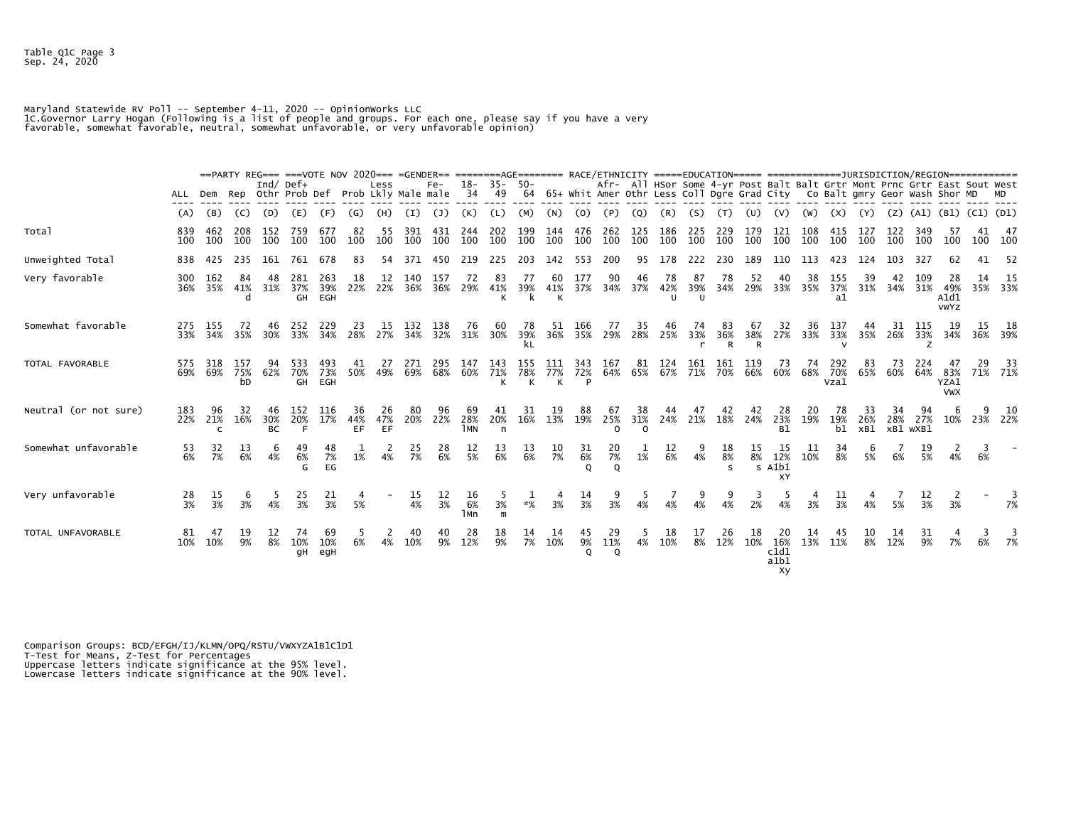Table Q1C Page 3
Sep. 24, 2020

Maryland Statewide RV Poll -- September 4-11, 2020 -- OpinionWorks LLC
1C.Governor Larry Hogan (Following is a list of people and groups. For each one, please say if you have a very favorable, somewhat favorable, neutral, somewhat unfavorable, or very unfavorable opinion)

| | | ==PARTY REG=== | | | ===VOTE NOV 2020=== | | | | =GENDER== | | ========AGE======== | | | | RACE/ETHNICITY | | | =====EDUCATION===== | | | | ============JURISDICTION/REGION============ | | | | | | | | | | |
|---|---|---|---|---|---|---|---|---|---|---|---|---|---|---|---|---|---|---|---|---|---|---|---|---|---|---|---|---|---|---|---|---|
| | ALL | Dem | Rep | Ind/ Othr | Def+ Prob | Def | Prob | Less Lkly | Male | Fe- male | 18- 34 | 35- 49 | 50- 64 | 65+ | Whit | Afr- Amer | All Othr | HSor Less | Some Coll | 4-yr Dgre | Post Grad | Balt City | Balt Co | Grtr Balt | Mont gmry | Prnc Geor | Grtr Wash | East Shor | Sout MD | West MD |
| | (A) | (B) | (C) | (D) | (E) | (F) | (G) | (H) | (I) | (J) | (K) | (L) | (M) | (N) | (O) | (P) | (Q) | (R) | (S) | (T) | (U) | (V) | (W) | (X) | (Y) | (Z) | (A1) | (B1) | (C1) | (D1) |
| Total | 839 100 | 462 100 | 208 100 | 152 100 | 759 100 | 677 100 | 82 100 | 55 100 | 391 100 | 431 100 | 244 100 | 202 100 | 199 100 | 144 100 | 476 100 | 262 100 | 125 100 | 186 100 | 225 100 | 229 100 | 179 100 | 121 100 | 108 100 | 415 100 | 127 100 | 122 100 | 349 100 | 57 100 | 41 100 | 47 100 |
| Unweighted Total | 838 | 425 | 235 | 161 | 761 | 678 | 83 | 54 | 371 | 450 | 219 | 225 | 203 | 142 | 553 | 200 | 95 | 178 | 222 | 230 | 189 | 110 | 113 | 423 | 124 | 103 | 327 | 62 | 41 | 52 |
| Very favorable | 300 36% | 162 35% | 84 41% d | 48 31% | 281 37% GH | 263 39% EGH | 18 22% | 12 22% | 140 36% | 157 36% | 72 29% | 83 41% K | 77 39% k | 60 41% K | 177 37% | 90 34% | 46 37% | 78 42% U | 87 39% U | 78 34% | 52 29% | 40 33% | 38 35% | 155 37% a1 | 39 31% | 42 34% | 109 31% | 28 49% A1d1 vWYZ | 14 35% | 15 33% |
| Somewhat favorable | 275 33% | 155 34% | 72 35% | 46 30% | 252 33% | 229 34% | 23 28% | 15 27% | 132 34% | 138 32% | 76 31% | 60 30% | 78 39% kL | 51 36% | 166 35% | 77 29% | 35 28% | 46 25% | 74 33% r | 83 36% R | 67 38% R | 32 27% | 36 33% | 137 33% v | 44 35% | 31 26% | 115 33% Z | 19 34% | 15 36% | 18 39% |
| TOTAL FAVORABLE | 575 69% | 318 69% | 157 75% bD | 94 62% | 533 70% GH | 493 73% EGH | 41 50% | 27 49% | 271 69% | 295 68% | 147 60% | 143 71% K | 155 78% K | 111 77% K | 343 72% P | 167 64% | 81 65% | 124 67% | 161 71% | 161 70% | 119 66% | 73 60% | 74 68% | 292 70% Vza1 | 83 65% | 73 60% | 224 64% | 47 83% YZA1 VWX | 29 71% | 33 71% |
| Neutral (or not sure) | 183 22% | 96 21% c | 32 16% | 46 30% BC | 152 20% F | 116 17% | 36 44% EF | 26 47% EF | 80 20% | 96 22% | 69 28% lMN | 41 20% n | 31 16% | 19 13% | 88 19% | 67 25% O | 38 31% O | 44 24% | 47 21% | 42 18% | 42 24% | 28 23% B1 | 20 19% | 78 19% b1 | 33 26% xB1 | 34 28% xB1 | 94 27% wXB1 | 6 10% | 9 23% | 10 22% |
| Somewhat unfavorable | 53 6% | 32 7% | 13 6% | 6 4% | 49 6% G | 48 7% EG | 1 1% | 2 4% | 25 7% | 28 6% | 12 5% | 13 6% | 13 6% | 10 7% | 31 6% Q | 20 7% Q | 1 1% | 12 6% | 9 4% | 18 8% s | 15 8% s | 15 12% A1b1 xY | 11 10% | 34 8% | 6 5% | 7 6% | 19 5% | 2 4% | 3 6% | - |
| Very unfavorable | 28 3% | 15 3% | 6 3% | 5 4% | 25 3% | 21 3% | 4 5% | - | 15 4% | 12 3% | 16 6% lMn | 5 3% m | 1 *% | 4 3% | 14 3% | 9 3% | 5 4% | 7 4% | 9 4% | 9 4% | 3 2% | 5 4% | 4 3% | 11 3% | 4 4% | 7 5% | 12 3% | 2 3% | - | 3 7% |
| TOTAL UNFAVORABLE | 81 10% | 47 10% | 19 9% | 12 8% | 74 10% gH | 69 10% egH | 5 6% | 2 4% | 40 10% | 40 9% | 28 12% | 18 9% | 14 7% | 14 10% | 45 9% Q | 29 11% Q | 5 4% | 18 10% | 17 8% | 26 12% | 18 10% | 20 16% c1d1 a1b1 Xy | 14 13% | 45 11% | 10 8% | 14 12% | 31 9% | 4 7% | 3 6% | 3 7% |

Comparison Groups: BCD/EFGH/IJ/KLMN/OPQ/RSTU/VWXYZA1B1C1D1
T-Test for Means, Z-Test for Percentages
Uppercase letters indicate significance at the 95% level.
Lowercase letters indicate significance at the 90% level.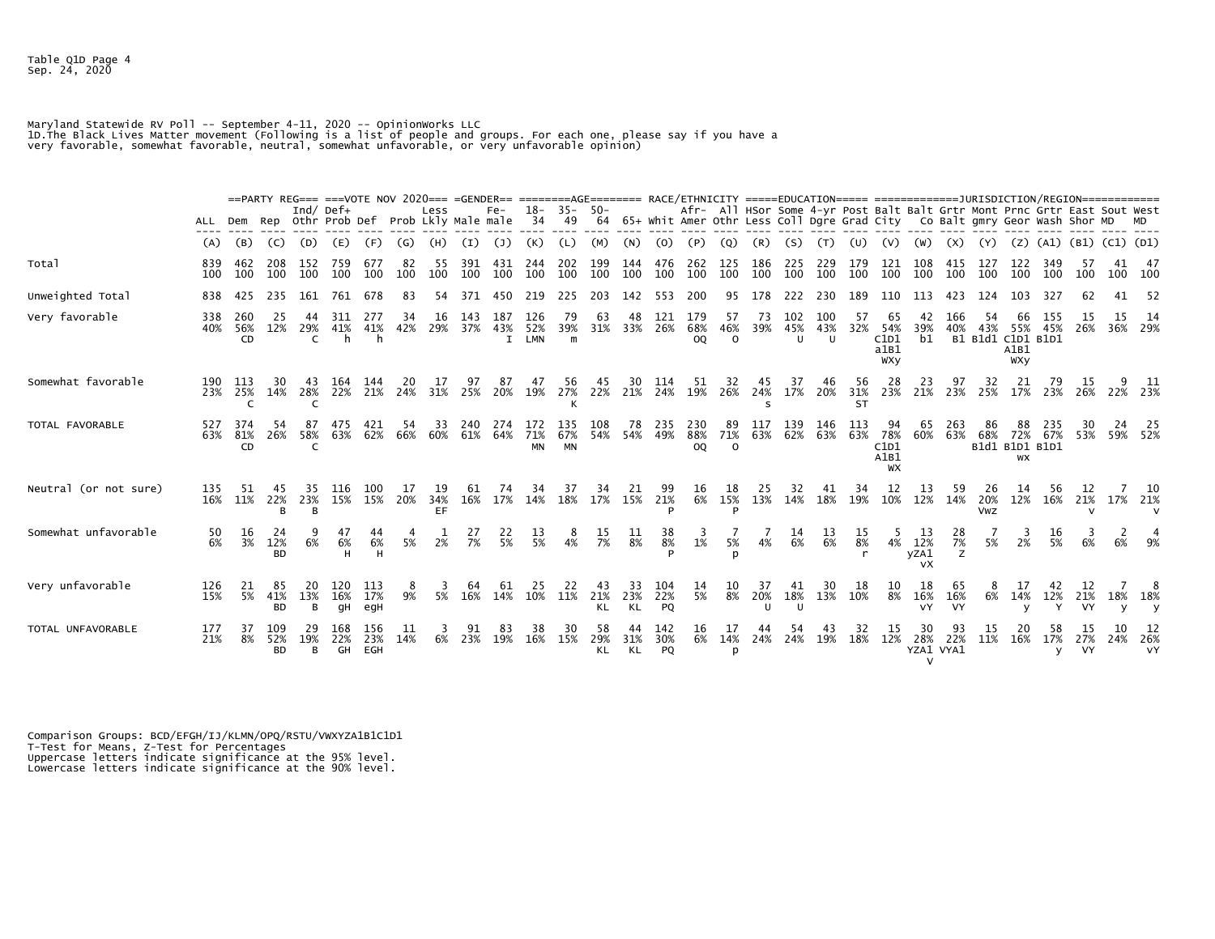Table Q1D Page 4
Sep. 24, 2020

Maryland Statewide RV Poll -- September 4-11, 2020 -- OpinionWorks LLC
1D.The Black Lives Matter movement (Following is a list of people and groups. For each one, please say if you have a very favorable, somewhat favorable, neutral, somewhat unfavorable, or very unfavorable opinion)

| | | ==PARTY REG=== | | | ===VOTE NOV 2020=== | | | | =GENDER== | | ========AGE======== | | | | RACE/ETHNICITY | | | =====EDUCATION===== | | | | =============JURISDICTION/REGION============ | | | | | | | | | |
|---|---|---|---|---|---|---|---|---|---|---|---|---|---|---|---|---|---|---|---|---|---|---|---|---|---|---|---|---|---|---|
| | ALL | Dem | Rep | Ind/ Othr | Def+ Prob | Def | Prob | Less Lkly | Male | Fe- male | 18-34 | 35-49 | 50-64 | 65+ | Whit | Afr-Amer | All Othr | HSor Less | Some Coll | 4-yr Dgre | Post Grad | Balt City | Balt Co | Grtr Balt | Mont gmry | Prnc Geor | Grtr Wash | East Shor | Sout MD | West MD |
| | (A) | (B) | (C) | (D) | (E) | (F) | (G) | (H) | (I) | (J) | (K) | (L) | (M) | (N) | (O) | (P) | (Q) | (R) | (S) | (T) | (U) | (V) | (W) | (X) | (Y) | (Z) | (A1) | (B1) | (C1) | (D1) |
| Total | 839 100 | 462 100 | 208 100 | 152 100 | 759 100 | 677 100 | 82 100 | 55 100 | 391 100 | 431 100 | 244 100 | 202 100 | 199 100 | 144 100 | 476 100 | 262 100 | 125 100 | 186 100 | 225 100 | 229 100 | 179 100 | 121 100 | 108 100 | 415 100 | 127 100 | 122 100 | 349 100 | 57 100 | 41 100 | 47 100 |
| Unweighted Total | 838 | 425 | 235 | 161 | 761 | 678 | 83 | 54 | 371 | 450 | 219 | 225 | 203 | 142 | 553 | 200 | 95 | 178 | 222 | 230 | 189 | 110 | 113 | 423 | 124 | 103 | 327 | 62 | 41 | 52 |
| Very favorable | 338 40% | 260 56% CD | 25 12% | 44 29% C | 311 41% h | 277 41% h | 34 42% | 16 29% | 143 37% | 187 43% I | 126 52% LMN | 79 39% m | 63 31% | 48 33% | 121 26% | 179 68% OQ | 57 46% O | 73 39% | 102 45% U | 100 43% U | 57 32% | 65 54% C1D1 a1B1 WXy | 42 39% b1 | 166 40% B1 | 54 43% B1d1 | 66 55% C1D1 A1B1 WXy | 155 45% B1D1 | 15 26% | 15 36% | 14 29% |
| Somewhat favorable | 190 23% | 113 25% C | 30 14% | 43 28% C | 164 22% | 144 21% | 20 24% | 17 31% | 97 25% | 87 20% | 47 19% | 56 27% K | 45 22% | 30 21% | 114 24% | 51 19% | 32 26% | 45 24% s | 37 17% | 46 20% | 56 31% ST | 28 23% | 23 21% | 97 23% | 32 25% | 21 17% | 79 23% | 15 26% | 9 22% | 11 23% |
| TOTAL FAVORABLE | 527 63% | 374 81% CD | 54 26% | 87 58% C | 475 63% | 421 62% | 54 66% | 33 60% | 240 61% | 274 64% | 172 71% MN | 135 67% MN | 108 54% | 78 54% | 235 49% | 230 88% OQ | 89 71% O | 117 63% | 139 62% | 146 63% | 113 63% | 94 78% C1D1 A1B1 WX | 65 60% | 263 63% | 86 68% B1d1 | 88 72% B1D1 WX | 235 67% B1D1 | 30 53% | 24 59% | 25 52% |
| Neutral (or not sure) | 135 16% | 51 11% | 45 22% B | 35 23% B | 116 15% | 100 15% | 17 20% | 19 34% EF | 61 16% | 74 17% | 34 14% | 37 18% | 34 17% | 21 15% | 99 21% P | 16 6% | 18 15% P | 25 13% | 32 14% | 41 18% | 34 19% | 12 10% | 13 12% | 59 14% | 26 20% Vwz | 14 12% | 56 16% | 12 21% v | 7 17% | 10 21% v |
| Somewhat unfavorable | 50 6% | 16 3% | 24 12% BD | 9 6% | 47 6% H | 44 6% H | 4 5% | 1 2% | 27 7% | 22 5% | 13 5% | 8 4% | 15 7% | 11 8% | 38 8% P | 3 1% | 7 5% p | 7 4% | 14 6% | 13 6% | 15 8% r | 5 4% | 13 12% yZA1 vX | 28 7% Z | 7 5% | 3 2% | 16 5% | 3 6% | 2 6% | 4 9% |
| Very unfavorable | 126 15% | 21 5% | 85 41% BD | 20 13% B | 120 16% gH | 113 17% egH | 8 9% | 3 5% | 64 16% | 61 14% | 25 10% | 22 11% | 43 21% KL | 33 23% KL | 104 22% PQ | 14 5% | 10 8% | 37 20% U | 41 18% U | 30 13% | 18 10% | 10 8% | 18 16% vY | 65 16% VY | 8 6% | 17 14% y | 42 12% Y | 12 21% VY | 7 18% y | 8 18% y |
| TOTAL UNFAVORABLE | 177 21% | 37 8% | 109 52% BD | 29 19% B | 168 22% GH | 156 23% EGH | 11 14% | 3 6% | 91 23% | 83 19% | 38 16% | 30 15% | 58 29% KL | 44 31% KL | 142 30% PQ | 16 6% | 17 14% p | 44 24% | 54 24% | 43 19% | 32 18% | 15 12% | 30 28% YZA1 V | 93 22% VYA1 | 15 11% | 20 16% | 58 17% y | 15 27% VY | 10 24% | 12 26% vY |

Comparison Groups: BCD/EFGH/IJ/KLMN/OPQ/RSTU/VWXYZA1B1C1D1
T-Test for Means, Z-Test for Percentages
Uppercase letters indicate significance at the 95% level.
Lowercase letters indicate significance at the 90% level.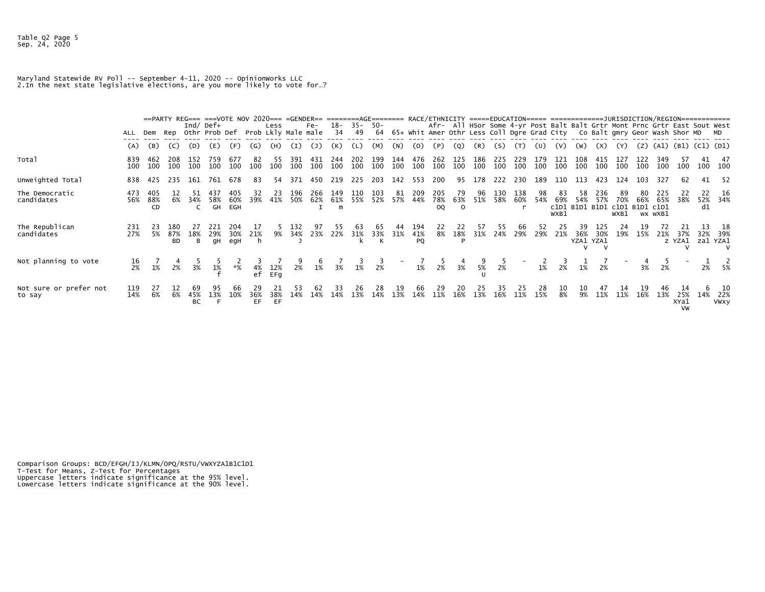Maryland Statewide RV Poll -- September 4-11, 2020 -- OpinionWorks LLC
2.In the next state legislative elections, are you more likely to vote for…?

| | ALL | ==PARTY REG=== Dem | Rep | Ind/ Othr | ===VOTE NOV 2020=== Def+ Prob | Def | Prob | Less Lkly | =GENDER== Male | Fe- male | ========AGE======== 18-34 | 35-49 | 50-64 | 65+ | RACE/ETHNICITY Whit | Afr-Amer | All Othr | =====EDUCATION===== HSor Less | Some Coll | 4-yr Dgre | Post Grad | =============JURISDICTION/REGION============ Balt City | Balt Co | Grtr Balt | Mont gmry | Prnc Geor | Grtr Wash | East Shor | Sout MD | West MD |
|---|---|---|---|---|---|---|---|---|---|---|---|---|---|---|---|---|---|---|---|---|---|---|---|---|---|---|---|---|---|
| | (A) | (B) | (C) | (D) | (E) | (F) | (G) | (H) | (I) | (J) | (K) | (L) | (M) | (N) | (O) | (P) | (Q) | (R) | (S) | (T) | (U) | (V) | (W) | (X) | (Y) | (Z) | (A1) | (B1) | (C1) | (D1) |
| Total | 839 100 | 462 100 | 208 100 | 152 100 | 759 100 | 677 100 | 82 100 | 55 100 | 391 100 | 431 100 | 244 100 | 202 100 | 199 100 | 144 100 | 476 100 | 262 100 | 125 100 | 186 100 | 225 100 | 229 100 | 179 100 | 121 100 | 108 100 | 415 100 | 127 100 | 122 100 | 349 100 | 57 100 | 41 100 | 47 100 |
| Unweighted Total | 838 | 425 | 235 | 161 | 761 | 678 | 83 | 54 | 371 | 450 | 219 | 225 | 203 | 142 | 553 | 200 | 95 | 178 | 222 | 230 | 189 | 110 | 113 | 423 | 124 | 103 | 327 | 62 | 41 | 52 |
| The Democratic candidates | 473 56% | 405 88% CD | 12 6% | 51 34% C | 437 58% GH | 405 60% EGH | 32 39% | 23 41% | 196 50% | 266 62% I | 149 61% m | 110 55% | 103 52% | 81 57% | 209 44% | 205 78% OQ | 79 63% O | 96 51% | 130 58% | 138 60% r | 98 54% | 83 69% c1D1 WXB1 | 58 54% B1D1 | 236 57% B1D1 | 89 70% c1D1 WXB1 | 80 66% B1D1 wx | 225 65% c1D1 wXB1 | 22 38% | 22 52% d1 | 16 34% |
| The Republican candidates | 231 27% | 23 5% | 180 87% BD | 27 18% B | 221 29% gH | 204 30% egH | 17 21% h | 5 9% | 132 34% J | 97 23% | 55 22% | 63 31% k | 65 33% K | 44 31% | 194 41% PQ | 22 8% | 22 18% P | 57 31% | 55 24% | 66 29% | 52 29% | 25 21% | 39 36% YZA1 V | 125 30% YZA1 V | 24 19% | 19 15% | 72 21% z | 21 37% YZA1 V | 13 32% za1 | 18 39% YZA1 V |
| Not planning to vote | 16 2% | 7 1% | 4 2% | 5 3% | 5 1% f | 2 *% | 3 4% ef | 7 12% EFg | 9 2% | 6 1% | 7 3% | 3 1% | 3 2% | - | 7 1% | 5 2% | 4 3% | 9 5% U | 5 2% | - | 2 1% | 3 2% | 1 1% | 7 2% | - | 4 3% | 5 2% | - | 1 2% | 2 5% |
| Not sure or prefer not to say | 119 14% | 27 6% | 12 6% | 69 45% BC | 95 13% F | 66 10% | 29 36% EF | 21 38% EF | 53 14% | 62 14% | 33 14% | 26 13% | 28 14% | 19 13% | 66 14% | 29 11% | 20 16% | 25 13% | 35 16% | 25 11% | 28 15% | 10 8% | 10 9% | 47 11% | 14 11% | 19 16% | 46 13% | 14 25% XYa1 VW | 6 14% | 10 22% VWxy |

Comparison Groups: BCD/EFGH/IJ/KLMN/OPQ/RSTU/VWXYZA1B1C1D1
T-Test for Means, Z-Test for Percentages
Uppercase letters indicate significance at the 95% level.
Lowercase letters indicate significance at the 90% level.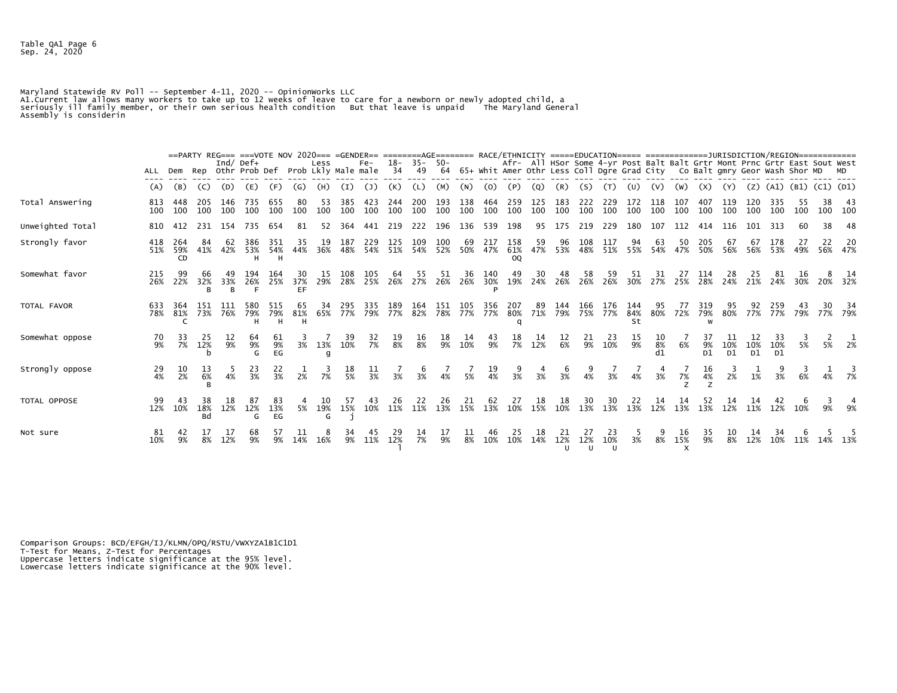Table QA1 Page 6
Sep. 24, 2020

Maryland Statewide RV Poll -- September 4-11, 2020 -- OpinionWorks LLC
A1.Current law allows many workers to take up to 12 weeks of leave to care for a newborn or newly adopted child, a seriously ill family member, or their own serious health condition But that leave is unpaid The Maryland General Assembly is considerin

| | ALL | ==PARTY REG=== Dem | Rep | Ind/ Othr | ===VOTE NOV 2020=== Def+ Prob | Def | Prob | Less Lkly | =GENDER== Male | Fe- male | ========AGE======== 18-34 | 35-49 | 50-64 | 65+ | RACE/ETHNICITY Whit | Afr-Amer | All Othr | =====EDUCATION===== HSor Less | Some Coll | 4-yr Dgre | Post Grad | ============JURISDICTION/REGION============ Balt City | Balt Co | Grtr Balt | Mont gmry | Prnc Geor | Grtr Wash | East Shor | Sout MD | West MD |
|---|---|---|---|---|---|---|---|---|---|---|---|---|---|---|---|---|---|---|---|---|---|---|---|---|---|---|---|---|---|---|
| | (A) | (B) | (C) | (D) | (E) | (F) | (G) | (H) | (I) | (J) | (K) | (L) | (M) | (N) | (O) | (P) | (Q) | (R) | (S) | (T) | (U) | (V) | (W) | (X) | (Y) | (Z) | (A1) | (B1) | (C1) | (D1) |
| Total Answering | 813 | 448 | 205 | 146 | 735 | 655 | 80 | 53 | 385 | 423 | 244 | 200 | 193 | 138 | 464 | 259 | 125 | 183 | 222 | 229 | 172 | 118 | 107 | 407 | 119 | 120 | 335 | 55 | 38 | 43 |
| | 100 | 100 | 100 | 100 | 100 | 100 | 100 | 100 | 100 | 100 | 100 | 100 | 100 | 100 | 100 | 100 | 100 | 100 | 100 | 100 | 100 | 100 | 100 | 100 | 100 | 100 | 100 | 100 | 100 | 100 |
| Unweighted Total | 810 | 412 | 231 | 154 | 735 | 654 | 81 | 52 | 364 | 441 | 219 | 222 | 196 | 136 | 539 | 198 | 95 | 175 | 219 | 229 | 180 | 107 | 112 | 414 | 116 | 101 | 313 | 60 | 38 | 48 |
| Strongly favor | 418 | 264 | 84 | 62 | 386 | 351 | 35 | 19 | 187 | 229 | 125 | 109 | 100 | 69 | 217 | 158 | 59 | 96 | 108 | 117 | 94 | 63 | 50 | 205 | 67 | 67 | 178 | 27 | 22 | 20 |
| | 51% | 59% | 41% | 42% | 53% | 54% | 44% | 36% | 48% | 54% | 51% | 54% | 52% | 50% | 47% | 61% | 47% | 53% | 48% | 51% | 55% | 54% | 47% | 50% | 56% | 56% | 53% | 49% | 56% | 47% |
| | | CD | | | H | H | | | | | | | | | | OQ | | | | | | | | | | | | | | |
| Somewhat favor | 215 | 99 | 66 | 49 | 194 | 164 | 30 | 15 | 108 | 105 | 64 | 55 | 51 | 36 | 140 | 49 | 30 | 48 | 58 | 59 | 51 | 31 | 27 | 114 | 28 | 25 | 81 | 16 | 8 | 14 |
| | 26% | 22% | 32% | 33% | 26% | 25% | 37% | 29% | 28% | 25% | 26% | 27% | 26% | 26% | 30% | 19% | 24% | 26% | 26% | 26% | 30% | 27% | 25% | 28% | 24% | 21% | 24% | 30% | 20% | 32% |
| | | | B | B | F | | EF | | | | | | | | P | | | | | | | | | | | | | | | |
| TOTAL FAVOR | 633 | 364 | 151 | 111 | 580 | 515 | 65 | 34 | 295 | 335 | 189 | 164 | 151 | 105 | 356 | 207 | 89 | 144 | 166 | 176 | 144 | 95 | 77 | 319 | 95 | 92 | 259 | 43 | 30 | 34 |
| | 78% | 81% | 73% | 76% | 79% | 79% | 81% | 65% | 77% | 79% | 77% | 82% | 78% | 77% | 77% | 80% | 71% | 79% | 75% | 77% | 84% | 80% | 72% | 79% | 80% | 77% | 77% | 79% | 77% | 79% |
| | | C | | | H | H | H | | | | | | | | | q | | | | | St | | | w | | | | | | |
| Somewhat oppose | 70 | 33 | 25 | 12 | 64 | 61 | 3 | 7 | 39 | 32 | 19 | 16 | 18 | 14 | 43 | 18 | 14 | 12 | 21 | 23 | 15 | 10 | 7 | 37 | 11 | 12 | 33 | 3 | 2 | 1 |
| | 9% | 7% | 12% | 9% | 9% | 9% | 3% | 13% | 10% | 7% | 8% | 8% | 9% | 10% | 9% | 7% | 12% | 6% | 9% | 10% | 9% | 8% | 6% | 9% | 10% | 10% | 10% | 5% | 5% | 2% |
| | | | b | | G | EG | | g | | | | | | | | | | | | | | d1 | | D1 | D1 | D1 | D1 | | | |
| Strongly oppose | 29 | 10 | 13 | 5 | 23 | 22 | 1 | 3 | 18 | 11 | 7 | 6 | 7 | 7 | 19 | 9 | 4 | 6 | 9 | 7 | 7 | 4 | 7 | 16 | 3 | 1 | 9 | 3 | 1 | 3 |
| | 4% | 2% | 6% | 4% | 3% | 3% | 2% | 7% | 5% | 3% | 3% | 3% | 4% | 5% | 4% | 3% | 3% | 3% | 4% | 3% | 4% | 3% | 7% | 4% | 2% | 1% | 3% | 6% | 4% | 7% |
| | | | B | | | | | | | | | | | | | | | | | | | | Z | Z | | | | | | |
| TOTAL OPPOSE | 99 | 43 | 38 | 18 | 87 | 83 | 4 | 10 | 57 | 43 | 26 | 22 | 26 | 21 | 62 | 27 | 18 | 18 | 30 | 30 | 22 | 14 | 14 | 52 | 14 | 14 | 42 | 6 | 3 | 4 |
| | 12% | 10% | 18% | 12% | 12% | 13% | 5% | 19% | 15% | 10% | 11% | 11% | 13% | 15% | 13% | 10% | 15% | 10% | 13% | 13% | 13% | 12% | 13% | 13% | 12% | 11% | 12% | 10% | 9% | 9% |
| | | | Bd | | G | EG | | G | j | | | | | | | | | | | | | | | | | | | | | |
| Not sure | 81 | 42 | 17 | 17 | 68 | 57 | 11 | 8 | 34 | 45 | 29 | 14 | 17 | 11 | 46 | 25 | 18 | 21 | 27 | 23 | 5 | 9 | 16 | 35 | 10 | 14 | 34 | 6 | 5 | 5 |
| | 10% | 9% | 8% | 12% | 9% | 9% | 14% | 16% | 9% | 11% | 12% | 7% | 9% | 8% | 10% | 10% | 14% | 12% | 12% | 10% | 3% | 8% | 15% | 9% | 8% | 12% | 10% | 11% | 14% | 13% |
| | | | | | | | | | | | l | | | | | | | U | U | U | | | X | | | | | | | |

Comparison Groups: BCD/EFGH/IJ/KLMN/OPQ/RSTU/VWXYZA1B1C1D1
T-Test for Means, Z-Test for Percentages
Uppercase letters indicate significance at the 95% level.
Lowercase letters indicate significance at the 90% level.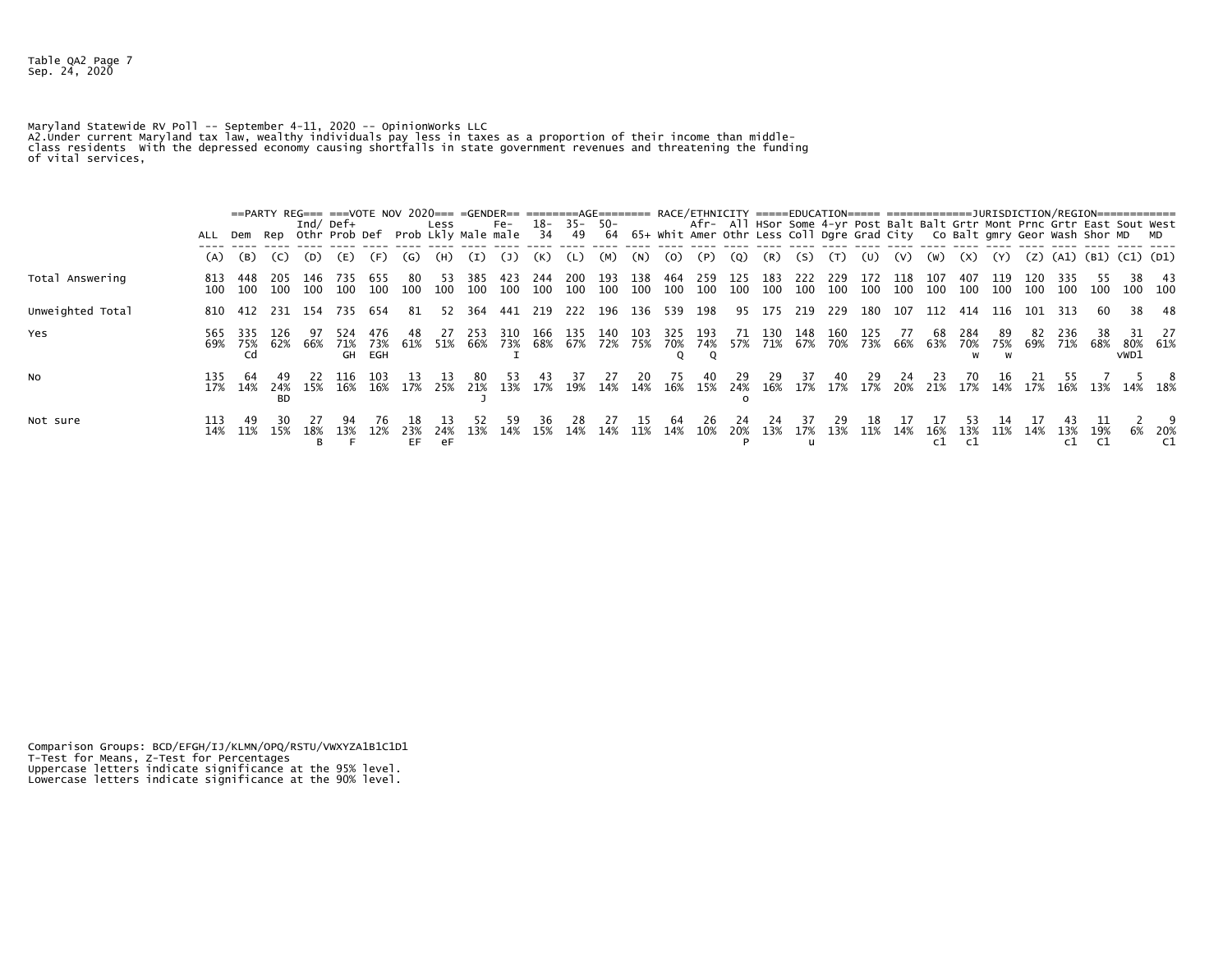Table QA2 Page 7
Sep. 24, 2020

Maryland Statewide RV Poll -- September 4-11, 2020 -- OpinionWorks LLC
A2.Under current Maryland tax law, wealthy individuals pay less in taxes as a proportion of their income than middle-class residents With the depressed economy causing shortfalls in state government revenues and threatening the funding of vital services,

| | ALL | ==PARTY REG=== | | | ===VOTE NOV 2020=== | | | | =GENDER== | | ========AGE======== | | | | RACE/ETHNICITY | | | =====EDUCATION===== | | | | ============JURISDICTION/REGION============ | | | | | | | | | |
|---|---|---|---|---|---|---|---|---|---|---|---|---|---|---|---|---|---|---|---|---|---|---|---|---|---|---|---|---|---|---|---|
| | ALL | Dem | Rep | Ind/ Othr | Def+ Prob | Def | Prob | Less Lkly | Male | Fe- male | 18- 34 | 35- 49 | 50- 64 | 65+ | Whit | Afr- Amer | All Othr | HSor Less | Some Coll | 4-yr Dgre | Post Grad | Balt City | Balt Co | Grtr Balt | Mont gmry | Prnc Geor | Grtr Wash | East Shor | Sout MD | West MD |
| | (A) | (B) | (C) | (D) | (E) | (F) | (G) | (H) | (I) | (J) | (K) | (L) | (M) | (N) | (O) | (P) | (Q) | (R) | (S) | (T) | (U) | (V) | (W) | (X) | (Y) | (Z) | (A1) | (B1) | (C1) | (D1) |
| Total Answering | 813 100 | 448 100 | 205 100 | 146 100 | 735 100 | 655 100 | 80 100 | 53 100 | 385 100 | 423 100 | 244 100 | 200 100 | 193 100 | 138 100 | 464 100 | 259 100 | 125 100 | 183 100 | 222 100 | 229 100 | 172 100 | 118 100 | 107 100 | 407 100 | 119 100 | 120 100 | 335 100 | 55 100 | 38 100 | 43 100 |
| Unweighted Total | 810 | 412 | 231 | 154 | 735 | 654 | 81 | 52 | 364 | 441 | 219 | 222 | 196 | 136 | 539 | 198 | 95 | 175 | 219 | 229 | 180 | 107 | 112 | 414 | 116 | 101 | 313 | 60 | 38 | 48 |
| Yes | 565 69% | 335 75% Cd | 126 62% | 97 66% | 524 71% GH | 476 73% EGH | 48 61% | 27 51% | 253 66% | 310 73% I | 166 68% | 135 67% | 140 72% | 103 75% | 325 70% Q | 193 74% Q | 71 57% | 130 71% | 148 67% | 160 70% | 125 73% | 77 66% | 68 63% | 284 70% w | 89 75% w | 82 69% | 236 71% | 38 68% | 31 80% vWD1 | 27 61% |
| No | 135 17% | 64 14% | 49 24% BD | 22 15% | 116 16% | 103 16% | 13 17% | 13 25% | 80 21% J | 53 13% | 43 17% | 37 19% | 27 14% | 20 14% | 75 16% | 40 15% | 29 24% o | 29 16% | 37 17% | 40 17% | 29 17% | 24 20% | 23 21% | 70 17% | 16 14% | 21 17% | 55 16% | 7 13% | 5 14% | 8 18% |
| Not sure | 113 14% | 49 11% | 30 15% | 27 18% B | 94 13% F | 76 12% | 18 23% EF | 13 24% eF | 52 13% | 59 14% | 36 15% | 28 14% | 27 14% | 15 11% | 64 14% | 26 10% | 24 20% P | 24 13% | 37 17% u | 29 13% | 18 11% | 17 14% | 17 16% c1 | 53 13% c1 | 14 11% | 17 14% | 43 13% c1 | 11 19% C1 | 2 6% | 9 20% C1 |

Comparison Groups: BCD/EFGH/IJ/KLMN/OPQ/RSTU/VWXYZA1B1C1D1
T-Test for Means, Z-Test for Percentages
Uppercase letters indicate significance at the 95% level.
Lowercase letters indicate significance at the 90% level.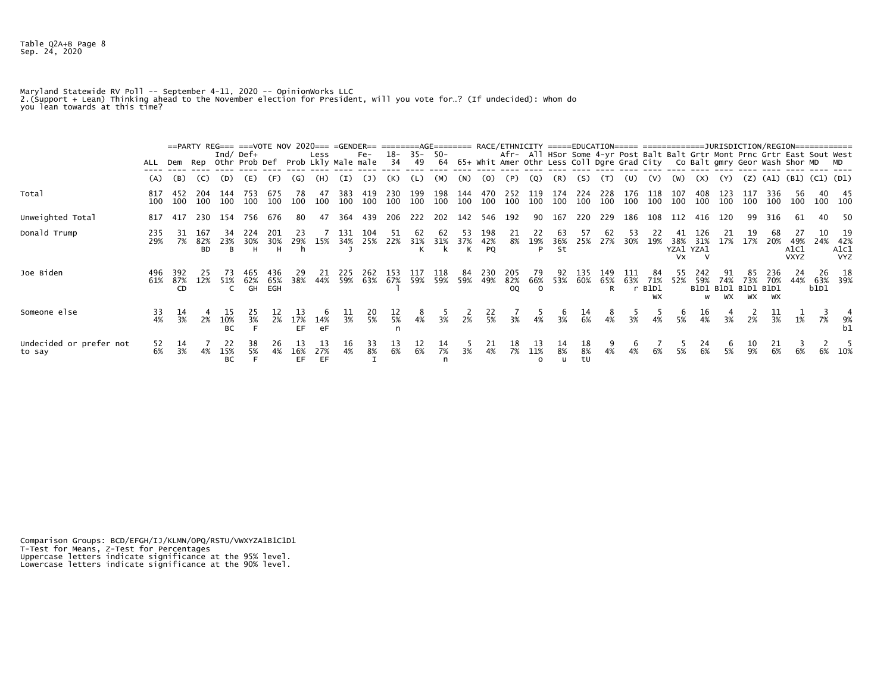Maryland Statewide RV Poll -- September 4-11, 2020 -- OpinionWorks LLC
2.(Support + Lean) Thinking ahead to the November election for President, will you vote for…? (If undecided): Whom do you lean towards at this time?

| | ALL | ==PARTY REG=== | | | ===VOTE NOV 2020=== | | | | =GENDER== | | ========AGE======== | | | | RACE/ETHNICITY | | | =====EDUCATION===== | | | | =============JURISDICTION/REGION============ | | | | | | | | | |
|---|---|---|---|---|---|---|---|---|---|---|---|---|---|---|---|---|---|---|---|---|---|---|---|---|---|---|---|---|---|---|
| | ALL | Dem | Rep | Ind/ Othr | Def+ Prob | Def | Prob | Less Lkly | Male | Fe- male | 18- 34 | 35- 49 | 50- 64 | 65+ | Whit | Afr- Amer | All Othr | HSor Less | Some Coll | 4-yr Dgre | Post Grad | Balt City | Balt Co | Grtr Balt | Mont gmry | Prnc Geor | Grtr Wash | East Shor | Sout MD | West MD |
| | (A) | (B) | (C) | (D) | (E) | (F) | (G) | (H) | (I) | (J) | (K) | (L) | (M) | (N) | (O) | (P) | (Q) | (R) | (S) | (T) | (U) | (V) | (W) | (X) | (Y) | (Z) | (A1) | (B1) | (C1) | (D1) |
| Total | 817 100 | 452 100 | 204 100 | 144 100 | 753 100 | 675 100 | 78 100 | 47 100 | 383 100 | 419 100 | 230 100 | 199 100 | 198 100 | 144 100 | 470 100 | 252 100 | 119 100 | 174 100 | 224 100 | 228 100 | 176 100 | 118 100 | 107 100 | 408 100 | 123 100 | 117 100 | 336 100 | 56 100 | 40 100 | 45 100 |
| Unweighted Total | 817 | 417 | 230 | 154 | 756 | 676 | 80 | 47 | 364 | 439 | 206 | 222 | 202 | 142 | 546 | 192 | 90 | 167 | 220 | 229 | 186 | 108 | 112 | 416 | 120 | 99 | 316 | 61 | 40 | 50 |
| Donald Trump | 235 29% | 31 7% | 167 82% BD | 34 23% B | 224 30% H | 201 30% H | 23 29% h | 7 15% | 131 34% J | 104 25% | 51 22% | 62 31% K | 62 31% k | 53 37% K | 198 42% PQ | 21 8% | 22 19% P | 63 36% St | 57 25% | 62 27% | 53 30% | 22 19% | 41 38% YZA1 VX | 126 31% YZA1 V | 21 17% | 19 17% | 68 20% | 27 49% A1C1 VXYZ | 10 24% | 19 42% A1C1 VYZ |
| Joe Biden | 496 61% | 392 87% CD | 25 12% | 73 51% C | 465 62% GH | 436 65% EGH | 29 38% | 21 44% | 225 59% | 262 63% | 153 67% l | 117 59% | 118 59% | 84 59% | 230 49% | 205 82% OQ | 79 66% O | 92 53% | 135 60% | 149 65% R | 111 63% r | 84 71% B1D1 WX | 55 52% | 242 59% B1D1 w | 91 74% B1D1 WX | 85 73% B1D1 WX | 236 70% B1D1 WX | 24 44% | 26 63% b1D1 | 18 39% |
| Someone else | 33 4% | 14 3% | 4 2% | 15 10% BC | 25 3% F | 12 2% | 13 17% EF | 6 14% eF | 11 3% | 20 5% | 12 5% n | 8 4% | 5 3% | 2 2% | 22 5% | 7 3% | 5 4% | 6 3% | 14 6% | 8 4% | 5 3% | 5 4% | 6 5% | 16 4% | 4 3% | 2 2% | 11 3% | 1 1% | 3 7% | 4 9% b1 |
| Undecided or prefer not to say | 52 6% | 14 3% | 7 4% | 22 15% BC | 38 5% F | 26 4% | 13 16% EF | 13 27% EF | 16 4% | 33 8% I | 13 6% | 12 6% | 14 7% n | 5 3% | 21 4% | 18 7% | 13 11% o | 14 8% u | 18 8% tU | 9 4% | 6 4% | 7 6% | 5 5% | 24 6% | 6 5% | 10 9% | 21 6% | 3 6% | 2 6% | 5 10% |

Comparison Groups: BCD/EFGH/IJ/KLMN/OPQ/RSTU/VWXYZA1B1C1D1
T-Test for Means, Z-Test for Percentages
Uppercase letters indicate significance at the 95% level.
Lowercase letters indicate significance at the 90% level.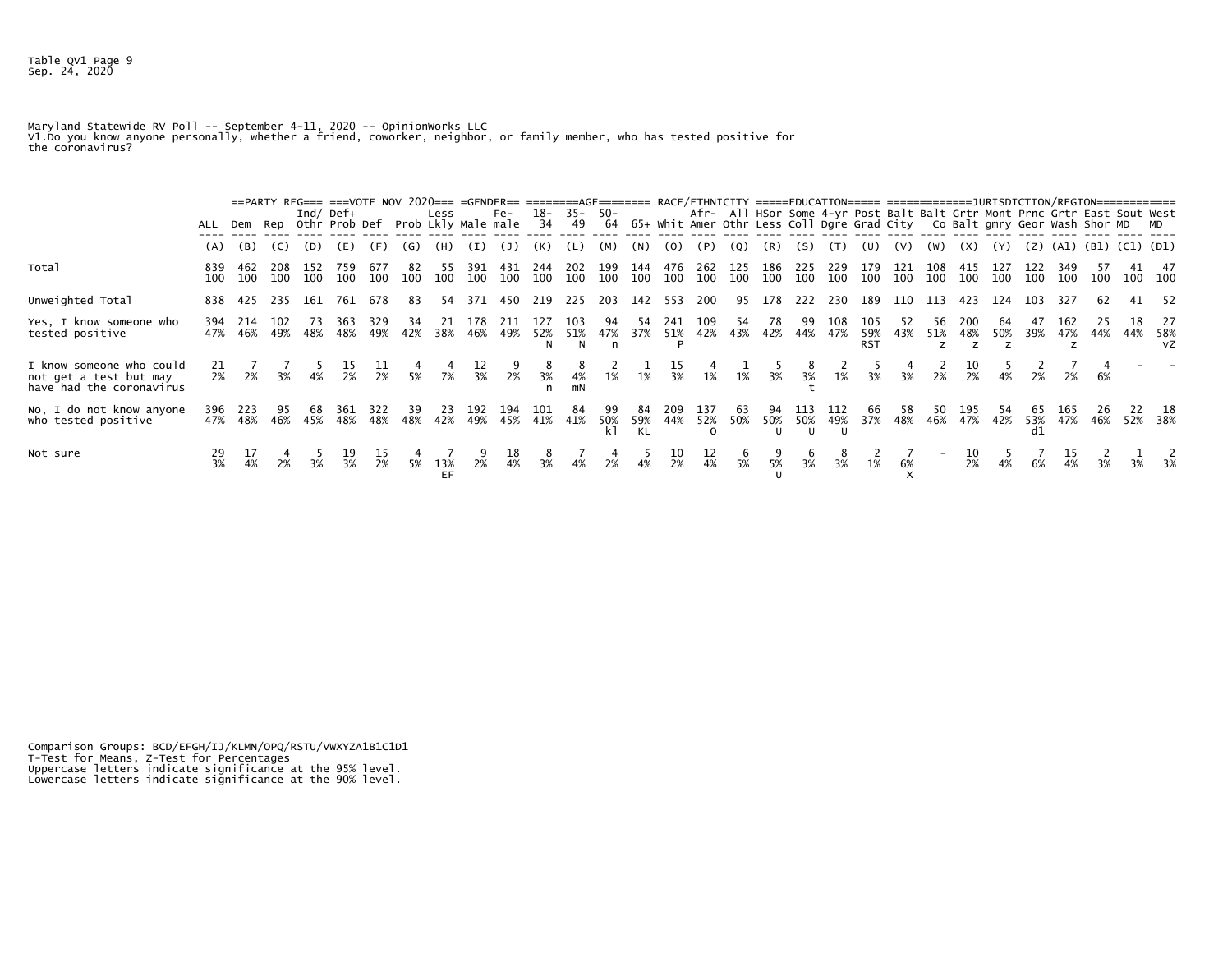Table QV1 Page 9
Sep. 24, 2020

Maryland Statewide RV Poll -- September 4-11, 2020 -- OpinionWorks LLC
V1.Do you know anyone personally, whether a friend, coworker, neighbor, or family member, who has tested positive for the coronavirus?

| | ALL | ==PARTY REG=== Dem | Rep | Ind/ Othr | ===VOTE NOV 2020=== Def+ Prob | Def | Prob | Less Lkly | =GENDER== Male | Fe- male | ========AGE======== 18-34 | 35-49 | 50-64 | 65+ | RACE/ETHNICITY Whit | Afr-Amer | All Othr | =====EDUCATION===== HSor Less | Some Coll | 4-yr Dgre | Post Grad | ============JURISDICTION/REGION============ Balt City | Balt Co | Grtr Balt | Mont gmry | Prnc Geor | Grtr Wash | East Shor | Sout MD | West MD |
|---|---|---|---|---|---|---|---|---|---|---|---|---|---|---|---|---|---|---|---|---|---|---|---|---|---|---|---|---|---|---|
| | (A) | (B) | (C) | (D) | (E) | (F) | (G) | (H) | (I) | (J) | (K) | (L) | (M) | (N) | (O) | (P) | (Q) | (R) | (S) | (T) | (U) | (V) | (W) | (X) | (Y) | (Z) | (A1) | (B1) | (C1) | (D1) |
| Total | 839<br>100 | 462<br>100 | 208<br>100 | 152<br>100 | 759<br>100 | 677<br>100 | 82<br>100 | 55<br>100 | 391<br>100 | 431<br>100 | 244<br>100 | 202<br>100 | 199<br>100 | 144<br>100 | 476<br>100 | 262<br>100 | 125<br>100 | 186<br>100 | 225<br>100 | 229<br>100 | 179<br>100 | 121<br>100 | 108<br>100 | 415<br>100 | 127<br>100 | 122<br>100 | 349<br>100 | 57<br>100 | 41<br>100 | 47<br>100 |
| Unweighted Total | 838 | 425 | 235 | 161 | 761 | 678 | 83 | 54 | 371 | 450 | 219 | 225 | 203 | 142 | 553 | 200 | 95 | 178 | 222 | 230 | 189 | 110 | 113 | 423 | 124 | 103 | 327 | 62 | 41 | 52 |
| Yes, I know someone who tested positive | 394<br>47% | 214<br>46% | 102<br>49% | 73<br>48% | 363<br>48% | 329<br>49% | 34<br>42% | 21<br>38% | 178<br>46% | 211<br>49% | 127<br>52%<br>N | 103<br>51%<br>N | 94<br>47%<br>n | 54<br>37% | 241<br>51%<br>P | 109<br>42% | 54<br>43% | 78<br>42% | 99<br>44% | 108<br>47% | 105<br>59%<br>RST | 52<br>43% | 56<br>51%<br>z | 200<br>48%<br>z | 64<br>50%<br>z | 47<br>39% | 162<br>47%<br>z | 25<br>44% | 18<br>44% | 27<br>58%<br>vZ |
| I know someone who could not get a test but may have had the coronavirus | 21<br>2% | 7<br>2% | 7<br>3% | 5<br>4% | 15<br>2% | 11<br>2% | 4<br>5% | 4<br>7% | 12<br>3% | 9<br>2% | 8<br>3%<br>n | 8<br>4%<br>mN | 2<br>1% | 1<br>1% | 15<br>3% | 4<br>1% | 1<br>1% | 5<br>3% | 8<br>3%<br>t | 2<br>1% | 5<br>3% | 4<br>3% | 2<br>2% | 10<br>2% | 5<br>4% | 2<br>2% | 7<br>2% | 4<br>6% | - | - |
| No, I do not know anyone who tested positive | 396<br>47% | 223<br>48% | 95<br>46% | 68<br>45% | 361<br>48% | 322<br>48% | 39<br>48% | 23<br>42% | 192<br>49% | 194<br>45% | 101<br>41% | 84<br>41% | 99<br>50%<br>kl | 84<br>59%<br>KL | 209<br>44% | 137<br>52%<br>O | 63<br>50% | 94<br>50%<br>U | 113<br>50%<br>U | 112<br>49%<br>U | 66<br>37% | 58<br>48% | 50<br>46% | 195<br>47% | 54<br>42% | 65<br>53%<br>d1 | 165<br>47% | 26<br>46% | 22<br>52% | 18<br>38% |
| Not sure | 29<br>3% | 17<br>4% | 4<br>2% | 5<br>3% | 19<br>3% | 15<br>2% | 4<br>5% | 7<br>13%<br>EF | 9<br>2% | 18<br>4% | 8<br>3% | 7<br>4% | 4<br>2% | 5<br>4% | 10<br>2% | 12<br>4% | 6<br>5% | 9<br>5%<br>U | 6<br>3% | 8<br>3% | 2<br>1% | 7<br>6%<br>X | - | 10<br>2% | 5<br>4% | 7<br>6% | 15<br>4% | 2<br>3% | 1<br>3% | 2<br>3% |

Comparison Groups: BCD/EFGH/IJ/KLMN/OPQ/RSTU/VWXYZA1B1C1D1
T-Test for Means, Z-Test for Percentages
Uppercase letters indicate significance at the 95% level.
Lowercase letters indicate significance at the 90% level.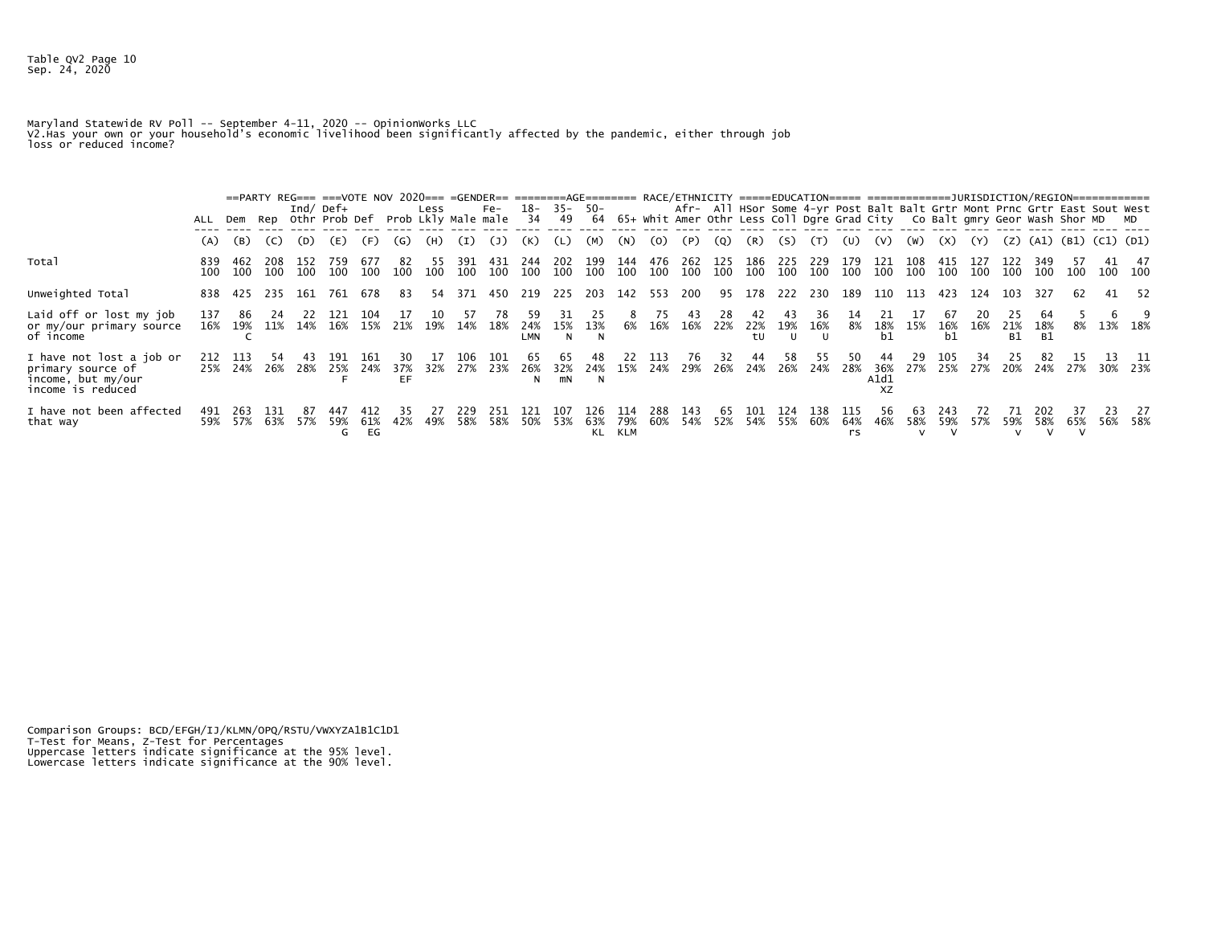Table QV2 Page 10
Sep. 24, 2020

Maryland Statewide RV Poll -- September 4-11, 2020 -- OpinionWorks LLC
V2.Has your own or your household's economic livelihood been significantly affected by the pandemic, either through job loss or reduced income?

| | ALL | ==PARTY REG=== Dem | Rep | Ind/ Othr | ===VOTE NOV 2020=== Def+ Prob | Def | Prob | Less Lkly | =GENDER== Male | Fe- male | ========AGE======== 18-34 | 35-49 | 50-64 | 65+ | RACE/ETHNICITY Whit | Afr- Amer | All Othr | =====EDUCATION===== HSor Less | Some Coll | 4-yr Dgre | Post Grad | ============JURISDICTION/REGION============ Balt City | Balt Co | Grtr Balt | Mont gmry | Prnc Geor | Grtr Wash | East Shor | Sout MD | West MD |
|---|---|---|---|---|---|---|---|---|---|---|---|---|---|---|---|---|---|---|---|---|---|---|---|---|---|---|---|---|---|---|
| | (A) | (B) | (C) | (D) | (E) | (F) | (G) | (H) | (I) | (J) | (K) | (L) | (M) | (N) | (O) | (P) | (Q) | (R) | (S) | (T) | (U) | (V) | (W) | (X) | (Y) | (Z) | (A1) | (B1) | (C1) | (D1) |
| Total | 839 100 | 462 100 | 208 100 | 152 100 | 759 100 | 677 100 | 82 100 | 55 100 | 391 100 | 431 100 | 244 100 | 202 100 | 199 100 | 144 100 | 476 100 | 262 100 | 125 100 | 186 100 | 225 100 | 229 100 | 179 100 | 121 100 | 108 100 | 415 100 | 127 100 | 122 100 | 349 100 | 57 100 | 41 100 | 47 100 |
| Unweighted Total | 838 | 425 | 235 | 161 | 761 | 678 | 83 | 54 | 371 | 450 | 219 | 225 | 203 | 142 | 553 | 200 | 95 | 178 | 222 | 230 | 189 | 110 | 113 | 423 | 124 | 103 | 327 | 62 | 41 | 52 |
| Laid off or lost my job or my/our primary source of income | 137 16% | 86 19% C | 24 11% | 22 14% | 121 16% | 104 15% | 17 21% | 10 19% | 57 14% | 78 18% | 59 24% LMN | 31 15% N | 25 13% N | 8 6% | 75 16% | 43 16% | 28 22% | 42 22% tU | 43 19% U | 36 16% U | 14 8% | 21 18% b1 | 17 15% | 67 16% b1 | 20 16% | 25 21% B1 | 64 18% B1 | 5 8% | 6 13% | 9 18% |
| I have not lost a job or primary source of income, but my/our income is reduced | 212 25% | 113 24% | 54 26% | 43 28% | 191 25% F | 161 24% | 30 37% EF | 17 32% | 106 27% | 101 23% | 65 26% N | 65 32% mN | 48 24% N | 22 15% | 113 24% | 76 29% | 32 26% | 44 24% | 58 26% | 55 24% | 50 28% | 44 36% A1d1 XZ | 29 27% | 105 25% | 34 27% | 25 20% | 82 24% | 15 27% | 13 30% | 11 23% |
| I have not been affected that way | 491 59% | 263 57% | 131 63% | 87 57% | 447 59% G | 412 61% EG | 35 42% | 27 49% | 229 58% | 251 58% | 121 50% | 107 53% | 126 63% KL | 114 79% KLM | 288 60% | 143 54% | 65 52% | 101 54% | 124 55% | 138 60% | 115 64% rs | 56 46% | 63 58% V | 243 59% V | 72 57% | 71 59% V | 202 58% V | 37 65% V | 23 56% | 27 58% |

Comparison Groups: BCD/EFGH/IJ/KLMN/OPQ/RSTU/VWXYZA1B1C1D1
T-Test for Means, Z-Test for Percentages
Uppercase letters indicate significance at the 95% level.
Lowercase letters indicate significance at the 90% level.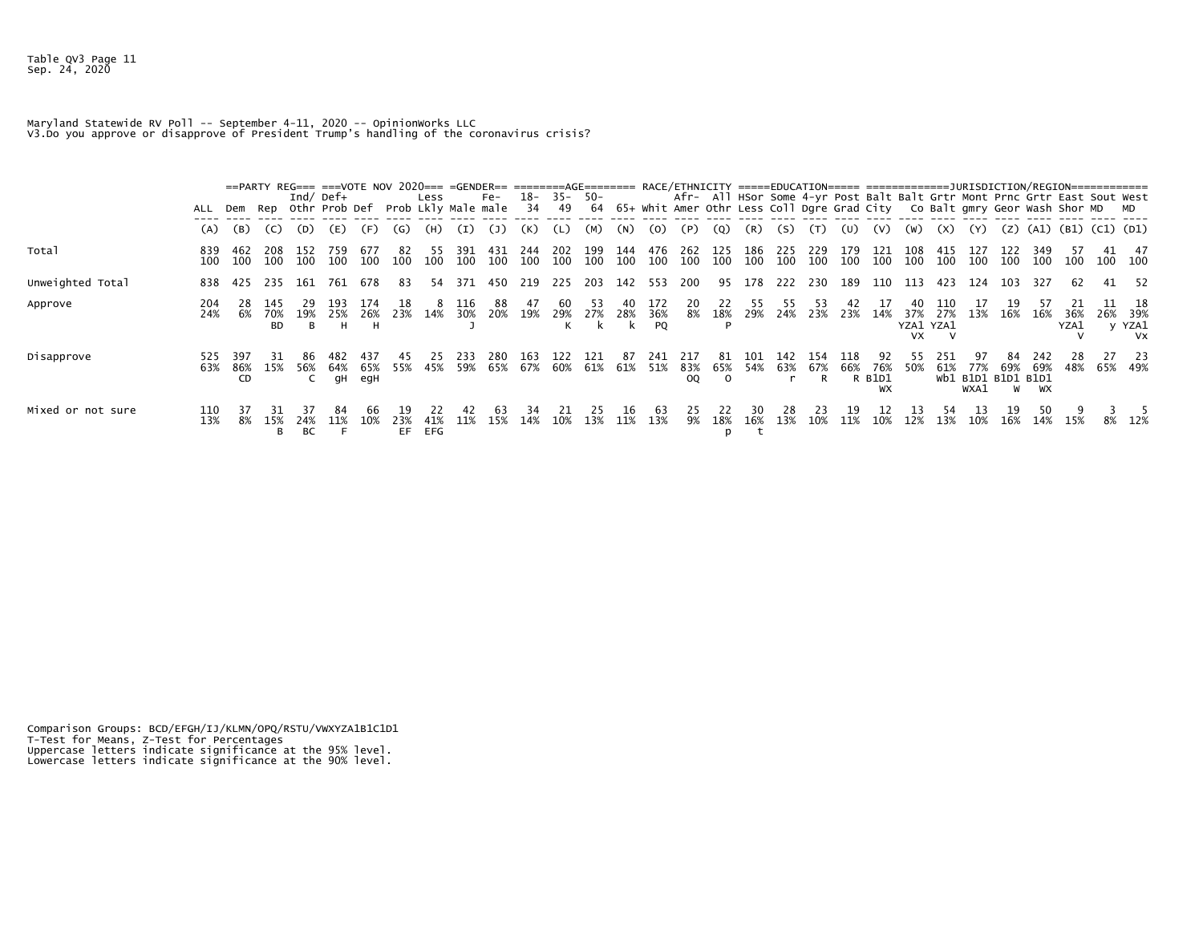Table QV3 Page 11
Sep. 24, 2020

Maryland Statewide RV Poll -- September 4-11, 2020 -- OpinionWorks LLC
V3.Do you approve or disapprove of President Trump's handling of the coronavirus crisis?

| | ALL | ==PARTY REG=== Dem | Rep | Ind/ Othr | ===VOTE NOV 2020=== Def+ Prob | Def | Prob | Less Lkly | =GENDER== Male | Fe- male | ========AGE======== 18-34 | 35-49 | 50-64 | 65+ | RACE/ETHNICITY Whit | Afr-Amer | All Othr | =====EDUCATION===== HSor Less | Some Coll | 4-yr Dgre | Post Grad | ============JURISDICTION/REGION============ Balt City | Balt Co | Grtr Balt | Mont gmry | Prnc Geor | Grtr Wash | East Shor | Sout MD | West MD |
|---|---|---|---|---|---|---|---|---|---|---|---|---|---|---|---|---|---|---|---|---|---|---|---|---|---|---|---|---|---|---|
| | (A) | (B) | (C) | (D) | (E) | (F) | (G) | (H) | (I) | (J) | (K) | (L) | (M) | (N) | (O) | (P) | (Q) | (R) | (S) | (T) | (U) | (V) | (W) | (X) | (Y) | (Z) | (A1) | (B1) | (C1) | (D1) |
| Total | 839 100 | 462 100 | 208 100 | 152 100 | 759 100 | 677 100 | 82 100 | 55 100 | 391 100 | 431 100 | 244 100 | 202 100 | 199 100 | 144 100 | 476 100 | 262 100 | 125 100 | 186 100 | 225 100 | 229 100 | 179 100 | 121 100 | 108 100 | 415 100 | 127 100 | 122 100 | 349 100 | 57 100 | 41 100 | 47 100 |
| Unweighted Total | 838 | 425 | 235 | 161 | 761 | 678 | 83 | 54 | 371 | 450 | 219 | 225 | 203 | 142 | 553 | 200 | 95 | 178 | 222 | 230 | 189 | 110 | 113 | 423 | 124 | 103 | 327 | 62 | 41 | 52 |
| Approve | 204 24% | 28 6% | 145 70% BD | 29 19% B | 193 25% H | 174 26% H | 18 23% | 8 14% | 116 30% J | 88 20% | 47 19% | 60 29% K | 53 27% k | 40 28% k | 172 36% PQ | 20 8% | 22 18% P | 55 29% | 55 24% | 53 23% | 42 23% | 17 14% | 40 37% YZA1 VX | 110 27% YZA1 V | 17 13% | 19 16% | 57 16% | 21 36% YZA1 V | 11 26% y | 18 39% YZA1 Vx |
| Disapprove | 525 63% | 397 86% CD | 31 15% | 86 56% C | 482 64% gH | 437 65% egH | 45 55% | 25 45% | 233 59% | 280 65% | 163 67% | 122 60% | 121 61% | 87 61% | 241 51% | 217 83% OQ | 81 65% O | 101 54% | 142 63% r | 154 67% R | 118 66% R | 92 76% B1D1 WX | 55 50% | 251 61% Wb1 | 97 77% B1D1 WXA1 | 84 69% B1D1 W | 242 69% B1D1 WX | 28 48% | 27 65% | 23 49% |
| Mixed or not sure | 110 13% | 37 8% | 31 15% B | 37 24% BC | 84 11% F | 66 10% | 19 23% EF | 22 41% EFG | 42 11% | 63 15% | 34 14% | 21 10% | 25 13% | 16 11% | 63 13% | 25 9% | 22 18% p | 30 16% t | 28 13% | 23 10% | 19 11% | 12 10% | 13 12% | 54 13% | 13 10% | 19 16% | 50 14% | 9 15% | 3 8% | 5 12% |

Comparison Groups: BCD/EFGH/IJ/KLMN/OPQ/RSTU/VWXYZA1B1C1D1
T-Test for Means, Z-Test for Percentages
Uppercase letters indicate significance at the 95% level.
Lowercase letters indicate significance at the 90% level.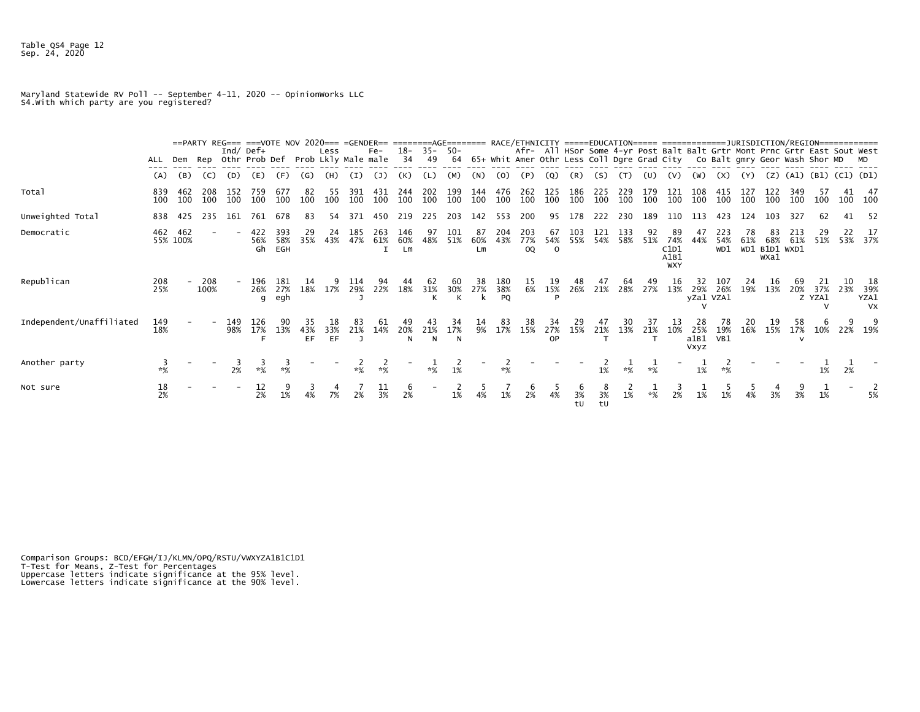Table QS4 Page 12
Sep. 24, 2020

Maryland Statewide RV Poll -- September 4-11, 2020 -- OpinionWorks LLC
S4.With which party are you registered?

| | ALL | ==PARTY REG=== Dem | Rep | Ind/ Othr | ===VOTE NOV 2020=== Def+ Prob | Def | Prob | Less Lkly | =GENDER== Male | Fe- male | ========AGE======== 18-34 | 35-49 | 50-64 | 65+ | RACE/ETHNICITY Whit | Afr-Amer | All Othr | =====EDUCATION===== HSor Less | Some Coll | 4-yr Dgre | Post Grad | =============JURISDICTION/REGION============ Balt City | Balt Co | Grtr Balt | Mont gmry | Prnc Geor | Grtr Wash | East Shor | Sout MD | West MD |
|---|---|---|---|---|---|---|---|---|---|---|---|---|---|---|---|---|---|---|---|---|---|---|---|---|---|---|---|---|---|---|
| | (A) | (B) | (C) | (D) | (E) | (F) | (G) | (H) | (I) | (J) | (K) | (L) | (M) | (N) | (O) | (P) | (Q) | (R) | (S) | (T) | (U) | (V) | (W) | (X) | (Y) | (Z) | (A1) | (B1) | (C1) | (D1) |
| Total | 839<br>100 | 462<br>100 | 208<br>100 | 152<br>100 | 759<br>100 | 677<br>100 | 82<br>100 | 55<br>100 | 391<br>100 | 431<br>100 | 244<br>100 | 202<br>100 | 199<br>100 | 144<br>100 | 476<br>100 | 262<br>100 | 125<br>100 | 186<br>100 | 225<br>100 | 229<br>100 | 179<br>100 | 121<br>100 | 108<br>100 | 415<br>100 | 127<br>100 | 122<br>100 | 349<br>100 | 57<br>100 | 41<br>100 | 47<br>100 |
| Unweighted Total | 838 | 425 | 235 | 161 | 761 | 678 | 83 | 54 | 371 | 450 | 219 | 225 | 203 | 142 | 553 | 200 | 95 | 178 | 222 | 230 | 189 | 110 | 113 | 423 | 124 | 103 | 327 | 62 | 41 | 52 |
| Democratic | 462<br>55% | 462<br>100% | - | - | 422<br>56%<br>Gh | 393<br>58%<br>EGH | 29<br>35% | 24<br>43% | 185<br>47% | 263<br>61%<br>I | 146<br>60%<br>Lm | 97<br>48% | 101<br>51% | 87<br>60%<br>Lm | 204<br>43% | 203<br>77%<br>OQ | 67<br>54%<br>O | 103<br>55% | 121<br>54% | 133<br>58% | 92<br>51% | 89<br>74%<br>C1D1<br>A1B1<br>WXY | 47<br>44% | 223<br>54%<br>WD1 | 78<br>61%<br>WD1 | 83<br>68%<br>B1D1<br>WXa1 | 213<br>61%<br>WXD1 | 29<br>51% | 22<br>53% | 17<br>37% |
| Republican | 208<br>25% | - | 208<br>100% | - | 196<br>26%<br>g | 181<br>27%<br>egh | 14<br>18% | 9<br>17% | 114<br>29%<br>J | 94<br>22% | 44<br>18% | 62<br>31%<br>K | 60<br>30%<br>K | 38<br>27%<br>k | 180<br>38%<br>PQ | 15<br>6% | 19<br>15%<br>P | 48<br>26% | 47<br>21% | 64<br>28% | 49<br>27% | 16<br>13% | 32<br>29%<br>yZa1<br>V | 107<br>26%<br>VZA1 | 24<br>19% | 16<br>13% | 69<br>20%<br>Z | 21<br>37%<br>YZA1<br>V | 10<br>23% | 18<br>39%<br>YZA1<br>Vx |
| Independent/Unaffiliated | 149<br>18% | - | - | 149<br>98% | 126<br>17%<br>F | 90<br>13% | 35<br>43%<br>EF | 18<br>33%<br>EF | 83<br>21%<br>J | 61<br>14% | 49<br>20%<br>N | 43<br>21%<br>N | 34<br>17%<br>N | 14<br>9% | 83<br>17% | 38<br>15% | 34<br>27%<br>OP | 29<br>15% | 47<br>21%<br>T | 30<br>13% | 37<br>21%<br>T | 13<br>10% | 28<br>25%<br>a1B1<br>Vxyz | 78<br>19%<br>VB1 | 20<br>16% | 19<br>15% | 58<br>17%<br>v | 6<br>10% | 9<br>22% | 9<br>19% |
| Another party | 3<br>*% | - | - | 3<br>2% | 3<br>*% | 3<br>*% | - | - | 2<br>*% | 2<br>*% | - | 1<br>*% | 2<br>1% | - | 2<br>*% | - | - | - | 2<br>1% | 1<br>*% | 1<br>*% | - | 1<br>1% | 2<br>*% | - | - | - | 1<br>1% | 1<br>2% | - |
| Not sure | 18<br>2% | - | - | - | 12<br>2% | 9<br>1% | 3<br>4% | 4<br>7% | 7<br>2% | 11<br>3% | 6<br>2% | - | 2<br>1% | 5<br>4% | 7<br>1% | 6<br>2% | 5<br>4% | 6<br>3%<br>tU | 8<br>3%<br>tU | 2<br>1% | 1<br>*% | 3<br>2% | 1<br>1% | 5<br>1% | 5<br>4% | 4<br>3% | 9<br>3% | 1<br>1% | - | 2<br>5% |

Comparison Groups: BCD/EFGH/IJ/KLMN/OPQ/RSTU/VWXYZA1B1C1D1
T-Test for Means, Z-Test for Percentages
Uppercase letters indicate significance at the 95% level.
Lowercase letters indicate significance at the 90% level.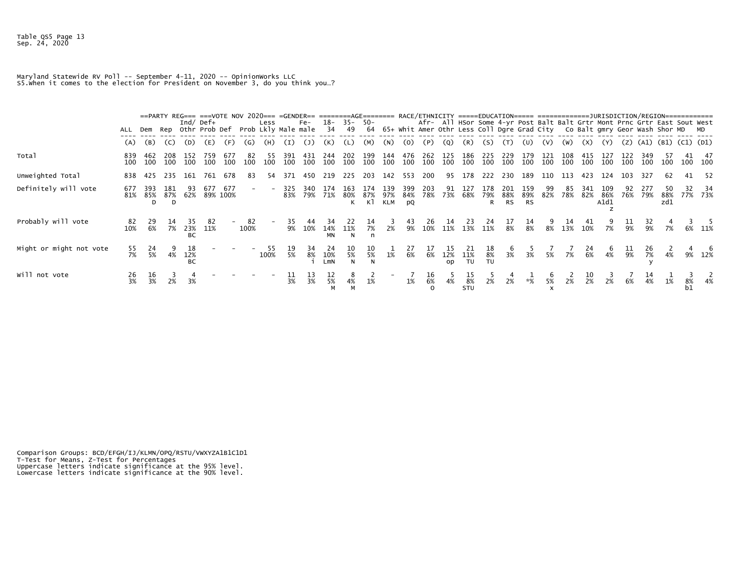Table QS5 Page 13
Sep. 24, 2020

Maryland Statewide RV Poll -- September 4-11, 2020 -- OpinionWorks LLC
S5.When it comes to the election for President on November 3, do you think you…?

| | ALL | ==PARTY REG=== Dem | Rep | Ind/ Othr | ===VOTE NOV 2020=== Def+ Prob | Def | Prob | Less Lkly | =GENDER== Male | Fe- male | ========AGE======== 18-34 | 35-49 | 50-64 | 65+ | RACE/ETHNICITY Whit | Afr-Amer | All Othr | =====EDUCATION===== HSor Less | Some Coll | 4-yr Dgre | Post Grad | =============JURISDICTION/REGION============ Balt City | Balt Co | Grtr Balt | Mont gmry | Prnc Geor | Grtr Wash | East Shor | Sout MD | West MD |
|---|---|---|---|---|---|---|---|---|---|---|---|---|---|---|---|---|---|---|---|---|---|---|---|---|---|---|---|---|---|---|
| | (A) | (B) | (C) | (D) | (E) | (F) | (G) | (H) | (I) | (J) | (K) | (L) | (M) | (N) | (O) | (P) | (Q) | (R) | (S) | (T) | (U) | (V) | (W) | (X) | (Y) | (Z) | (A1) | (B1) | (C1) | (D1) |
| Total | 839 100 | 462 100 | 208 100 | 152 100 | 759 100 | 677 100 | 82 100 | 55 100 | 391 100 | 431 100 | 244 100 | 202 100 | 199 100 | 144 100 | 476 100 | 262 100 | 125 100 | 186 100 | 225 100 | 229 100 | 179 100 | 121 100 | 108 100 | 415 100 | 127 100 | 122 100 | 349 100 | 57 100 | 41 100 | 47 100 |
| Unweighted Total | 838 | 425 | 235 | 161 | 761 | 678 | 83 | 54 | 371 | 450 | 219 | 225 | 203 | 142 | 553 | 200 | 95 | 178 | 222 | 230 | 189 | 110 | 113 | 423 | 124 | 103 | 327 | 62 | 41 | 52 |
| Definitely will vote | 677 81% | 393 85% D | 181 87% D | 93 62% | 677 89% | 677 100% | - | - | 325 83% | 340 79% | 174 71% | 163 80% K | 174 87% Kl | 139 97% KLM | 399 84% pQ | 203 78% | 91 73% | 127 68% | 178 79% R | 201 88% RS | 159 89% RS | 99 82% | 85 78% | 341 82% | 109 86% A1d1 z | 92 76% | 277 79% | 50 88% zd1 | 32 77% | 34 73% |
| Probably will vote | 82 10% | 29 6% | 14 7% | 35 23% BC | 82 11% | - | 82 100% | - | 35 9% | 44 10% | 34 14% MN | 22 11% N | 14 7% n | 3 2% | 43 9% | 26 10% | 14 11% | 23 13% | 24 11% | 17 8% | 14 8% | 9 8% | 14 13% | 41 10% | 9 7% | 11 9% | 32 9% | 4 7% | 3 6% | 5 11% |
| Might or might not vote | 55 7% | 24 5% | 9 4% | 18 12% BC | - | - | - | 55 100% | 19 5% | 34 8% i | 24 10% LmN | 10 5% N | 10 5% N | 1 1% | 27 6% | 17 6% | 15 12% op | 21 11% TU | 18 8% TU | 6 3% | 5 3% | 7 5% | 7 7% | 24 6% | 6 4% | 11 9% | 26 7% y | 2 4% | 4 9% | 6 12% |
| Will not vote | 26 3% | 16 3% | 3 2% | 4 3% | - | - | - | - | 11 3% | 13 3% | 12 5% M | 8 4% M | 2 1% | - | 7 1% | 16 6% O | 5 4% | 15 8% STU | 5 2% | 4 2% | 1 *% | 6 5% x | 2 2% | 10 2% | 3 2% | 7 6% | 14 4% | 1 1% | 3 8% b1 | 2 4% |

Comparison Groups: BCD/EFGH/IJ/KLMN/OPQ/RSTU/VWXYZA1B1C1D1
T-Test for Means, Z-Test for Percentages
Uppercase letters indicate significance at the 95% level.
Lowercase letters indicate significance at the 90% level.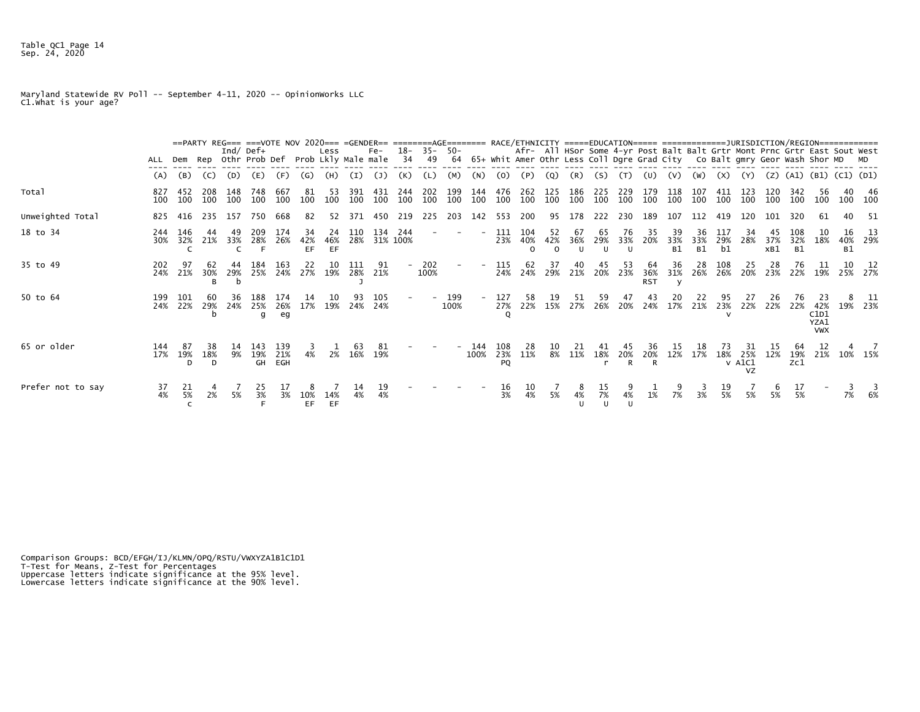Table QC1 Page 14
Sep. 24, 2020

Maryland Statewide RV Poll -- September 4-11, 2020 -- OpinionWorks LLC
C1.What is your age?

| | ALL | ==PARTY REG=== Dem | Rep | Ind/ Othr | ===VOTE NOV 2020=== Def+ Prob | Def | Prob | Less Lkly | =GENDER== Male | Fe- male | ========AGE======== 18-34 | 35-49 | 50-64 | 65+ | RACE/ETHNICITY Whit | Afr-Amer | All Othr | =====EDUCATION===== HSor Less | Some Coll | 4-yr Dgre | Post Grad | =============JURISDICTION/REGION============ Balt City | Balt Co | Grtr Balt | Mont gmry | Prnc Geor | Grtr Wash | East Shor | Sout MD | West MD |
|---|---|---|---|---|---|---|---|---|---|---|---|---|---|---|---|---|---|---|---|---|---|---|---|---|---|---|---|---|---|---|
| | (A) | (B) | (C) | (D) | (E) | (F) | (G) | (H) | (I) | (J) | (K) | (L) | (M) | (N) | (O) | (P) | (Q) | (R) | (S) | (T) | (U) | (V) | (W) | (X) | (Y) | (Z) | (A1) | (B1) | (C1) | (D1) |
| Total | 827 100 | 452 100 | 208 100 | 148 100 | 748 100 | 667 100 | 81 100 | 53 100 | 391 100 | 431 100 | 244 100 | 202 100 | 199 100 | 144 100 | 476 100 | 262 100 | 125 100 | 186 100 | 225 100 | 229 100 | 179 100 | 118 100 | 107 100 | 411 100 | 123 100 | 120 100 | 342 100 | 56 100 | 40 100 | 46 100 |
| Unweighted Total | 825 | 416 | 235 | 157 | 750 | 668 | 82 | 52 | 371 | 450 | 219 | 225 | 203 | 142 | 553 | 200 | 95 | 178 | 222 | 230 | 189 | 107 | 112 | 419 | 120 | 101 | 320 | 61 | 40 | 51 |
| 18 to 34 | 244 30% | 146 32% C | 44 21% | 49 33% C | 209 28% F | 174 26% | 34 42% EF | 24 46% EF | 110 28% | 134 31% | 244 100% | - | - | - | 111 23% | 104 40% O | 52 42% O | 67 36% U | 65 29% U | 76 33% U | 35 20% | 39 33% B1 | 36 33% B1 | 117 29% b1 | 34 28% | 45 37% xB1 | 108 32% B1 | 10 18% | 16 40% B1 | 13 29% |
| 35 to 49 | 202 24% | 97 21% | 62 30% B | 44 29% b | 184 25% | 163 24% | 22 27% | 10 19% | 111 28% J | 91 21% | - | 202 100% | - | - | 115 24% | 62 24% | 37 29% | 40 21% | 45 20% | 53 23% | 64 36% RST | 36 31% y | 28 26% | 108 26% | 25 20% | 28 23% | 76 22% | 11 19% | 10 25% | 12 27% |
| 50 to 64 | 199 24% | 101 22% | 60 29% b | 36 24% | 188 25% g | 174 26% eg | 14 17% | 10 19% | 93 24% | 105 24% | - | - | 199 100% | - | 127 27% Q | 58 22% | 19 15% | 51 27% | 59 26% | 47 20% | 43 24% | 20 17% | 22 21% | 95 23% v | 27 22% | 26 22% | 76 22% | 23 42% C1D1 YZA1 VWX | 8 19% | 11 23% |
| 65 or older | 144 17% | 87 19% D | 38 18% D | 14 9% | 143 19% GH | 139 21% EGH | 3 4% | 1 2% | 63 16% | 81 19% | - | - | - | 144 100% | 108 23% PQ | 28 11% | 10 8% | 21 11% | 41 18% r | 45 20% R | 36 20% R | 15 12% | 18 17% | 73 18% v | 31 25% A1C1 VZ | 15 12% | 64 19% Zc1 | 12 21% | 4 10% | 7 15% |
| Prefer not to say | 37 4% | 21 5% c | 4 2% | 7 5% | 25 3% F | 17 3% | 8 10% EF | 7 14% EF | 14 4% | 19 4% | - | - | - | - | 16 3% | 10 4% | 7 5% | 8 4% U | 15 7% U | 9 4% U | 1 1% | 9 7% | 3 3% | 19 5% | 7 5% | 6 5% | 17 5% | - | 3 7% | 3 6% |

Comparison Groups: BCD/EFGH/IJ/KLMN/OPQ/RSTU/VWXYZA1B1C1D1
T-Test for Means, Z-Test for Percentages
Uppercase letters indicate significance at the 95% level.
Lowercase letters indicate significance at the 90% level.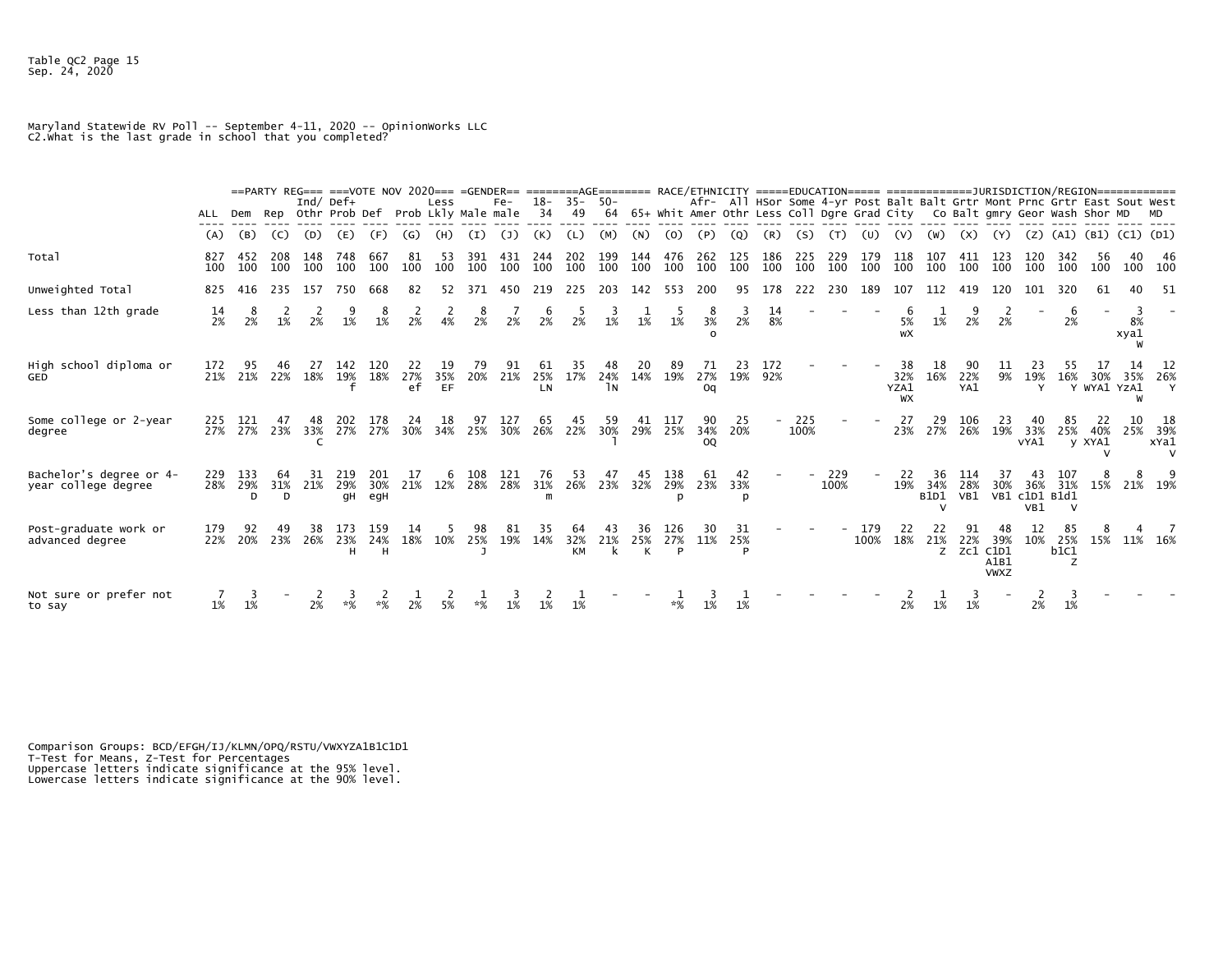Table QC2 Page 15
Sep. 24, 2020

Maryland Statewide RV Poll -- September 4-11, 2020 -- OpinionWorks LLC
C2.What is the last grade in school that you completed?

| | ALL | Dem | Rep | Ind/ Othr | Def+ Prob | Def | Prob | Less Lkly | Male | Fe-male | 18-34 | 35-49 | 50-64 | 65+ | Whit | Afr-Amer | All Othr | HSor Less | Some Coll | 4-yr Dgre | Post Grad | Balt City | Balt Co | Grtr Balt | Mont gmry | Prnc Geor | Grtr Wash | East Shor | Sout MD | West MD |
|---|---|---|---|---|---|---|---|---|---|---|---|---|---|---|---|---|---|---|---|---|---|---|---|---|---|---|---|---|---|---|
| | ==PARTY REG== | | | | ===VOTE NOV 2020=== | | | | =GENDER== | | ========AGE======== | | | | RACE/ETHNICITY | | | =====EDUCATION===== | | | | ============JURISDICTION/REGION============ | | | | | | | | |
| | (A) | (B) | (C) | (D) | (E) | (F) | (G) | (H) | (I) | (J) | (K) | (L) | (M) | (N) | (O) | (P) | (Q) | (R) | (S) | (T) | (U) | (V) | (W) | (X) | (Y) | (Z) | (A1) | (B1) | (C1) | (D1) |
| Total | 827 100 | 452 100 | 208 100 | 148 100 | 748 100 | 667 100 | 81 100 | 53 100 | 391 100 | 431 100 | 244 100 | 202 100 | 199 100 | 144 100 | 476 100 | 262 100 | 125 100 | 186 100 | 225 100 | 229 100 | 179 100 | 118 100 | 107 100 | 411 100 | 123 100 | 120 100 | 342 100 | 56 100 | 40 100 | 46 100 |
| Unweighted Total | 825 | 416 | 235 | 157 | 750 | 668 | 82 | 52 | 371 | 450 | 219 | 225 | 203 | 142 | 553 | 200 | 95 | 178 | 222 | 230 | 189 | 107 | 112 | 419 | 120 | 101 | 320 | 61 | 40 | 51 |
| Less than 12th grade | 14 2% | 8 2% | 2 1% | 2 2% | 9 1% | 8 1% | 2 2% | 2 4% | 8 2% | 7 2% | 6 2% | 5 2% | 3 1% | 1 1% | 5 1% | 8 3% o | 3 2% | 14 8% | - | - | - | 6 5% wX | 1 1% | 9 2% | 2 2% | - | 6 2% | - | 3 8% xya1 W | - |
| High school diploma or GED | 172 21% | 95 21% | 46 22% | 27 18% | 142 19% f | 120 18% | 22 27% ef | 19 35% EF | 79 20% | 91 21% | 61 25% LN | 35 17% | 48 24% lN | 20 14% | 89 19% | 71 27% Oq | 23 19% | 172 92% | - | - | - | 38 32% YZA1 WX | 18 16% | 90 22% YA1 | 11 9% | 23 19% Y | 55 16% Y | 17 30% WYA1 | 14 35% YZA1 W | 12 26% Y |
| Some college or 2-year degree | 225 27% | 121 27% | 47 23% | 48 33% C | 202 27% | 178 27% | 24 30% | 18 34% | 97 25% | 127 30% | 65 26% | 45 22% | 59 30% l | 41 29% | 117 25% | 90 34% OQ | 25 20% | - | 225 100% | - | - | 27 23% | 29 27% | 106 26% | 23 19% | 40 33% vYA1 | 85 25% y | 22 40% XYA1 V | 10 25% | 18 39% xYa1 V |
| Bachelor's degree or 4-year college degree | 229 28% | 133 29% D | 64 31% D | 31 21% | 219 29% gH | 201 30% egH | 17 21% | 6 12% | 108 28% | 121 28% | 76 31% m | 53 26% | 47 23% | 45 32% | 138 29% p | 61 23% | 42 33% p | - | - | 229 100% | - | 22 19% | 36 34% B1D1 V | 114 28% VB1 | 37 30% VB1 | 43 36% c1D1 VB1 | 107 31% B1d1 V | 8 15% | 8 21% | 9 19% |
| Post-graduate work or advanced degree | 179 22% | 92 20% | 49 23% | 38 26% | 173 23% H | 159 24% H | 14 18% | 5 10% | 98 25% J | 81 19% | 35 14% | 64 32% KM | 43 21% k | 36 25% K | 126 27% P | 30 11% | 31 25% P | - | - | - | 179 100% | 22 18% | 22 21% Z | 91 22% Zc1 | 48 39% C1D1 A1B1 VWXZ | 12 10% | 85 25% b1C1 Z | 8 15% | 4 11% | 7 16% |
| Not sure or prefer not to say | 7 1% | 3 1% | - | 2 2% | 3 *% | 2 *% | 1 2% | 2 5% | 1 *% | 3 1% | 2 1% | 1 1% | - | - | 1 *% | 3 1% | 1 1% | - | - | - | - | 2 2% | 1 1% | 3 1% | - | 2 2% | 3 1% | - | - | - |

Comparison Groups: BCD/EFGH/IJ/KLMN/OPQ/RSTU/VWXYZA1B1C1D1
T-Test for Means, Z-Test for Percentages
Uppercase letters indicate significance at the 95% level.
Lowercase letters indicate significance at the 90% level.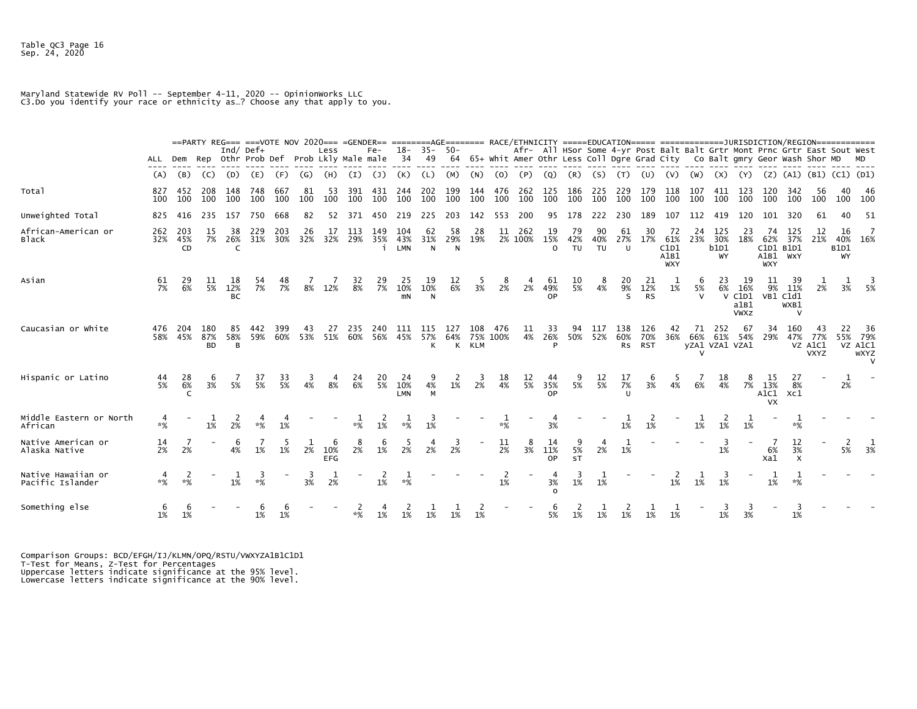Maryland Statewide RV Poll -- September 4-11, 2020 -- OpinionWorks LLC
C3.Do you identify your race or ethnicity as…? Choose any that apply to you.

| | ALL | ==PARTY REG== Dem | Rep | Ind/ Othr | ===VOTE NOV 2020=== Def+ Prob | Def | Prob | Less Lkly | =GENDER== Male | Fe- male | ========AGE======== 18-34 | 35-49 | 50-64 | 65+ | RACE/ETHNICITY Whit | Afr-Amer | All Othr | =====EDUCATION===== HSor Less | Some Coll | 4-yr Dgre | Post Grad | ============JURISDICTION/REGION============ Balt City | Balt Co | Grtr Balt | Mont gmry | Prnc Geor | Grtr Wash | East Shor | Sout MD | West MD |
|---|---|---|---|---|---|---|---|---|---|---|---|---|---|---|---|---|---|---|---|---|---|---|---|---|---|---|---|---|---|---|
| | (A) | (B) | (C) | (D) | (E) | (F) | (G) | (H) | (I) | (J) | (K) | (L) | (M) | (N) | (O) | (P) | (Q) | (R) | (S) | (T) | (U) | (V) | (W) | (X) | (Y) | (Z) | (A1) | (B1) | (C1) | (D1) |
| Total | 827 100 | 452 100 | 208 100 | 148 100 | 748 100 | 667 100 | 81 100 | 53 100 | 391 100 | 431 100 | 244 100 | 202 100 | 199 100 | 144 100 | 476 100 | 262 100 | 125 100 | 186 100 | 225 100 | 229 100 | 179 100 | 118 100 | 107 100 | 411 100 | 123 100 | 120 100 | 342 100 | 56 100 | 40 100 | 46 100 |
| Unweighted Total | 825 | 416 | 235 | 157 | 750 | 668 | 82 | 52 | 371 | 450 | 219 | 225 | 203 | 142 | 553 | 200 | 95 | 178 | 222 | 230 | 189 | 107 | 112 | 419 | 120 | 101 | 320 | 61 | 40 | 51 |
| African-American or Black | 262 32% | 203 45% CD | 15 7% | 38 26% C | 229 31% | 203 30% | 26 32% | 17 32% | 113 29% | 149 35% i | 104 43% LMN | 62 31% N | 58 29% N | 28 19% | 11 2% | 262 100% | 19 15% O | 79 42% TU | 90 40% TU | 61 27% U | 30 17% | 72 61% C1D1 A1B1 WXY | 24 23% | 125 30% b1D1 WY | 23 18% | 74 62% C1D1 A1B1 WXY | 125 37% B1D1 WXY | 12 21% | 16 40% B1D1 WY | 7 16% |
| Asian | 61 7% | 29 6% | 11 5% | 18 12% BC | 54 7% | 48 7% | 7 8% | 7 12% | 32 8% | 29 7% | 25 10% mN | 19 10% N | 12 6% | 5 3% | 8 2% | 4 2% | 61 49% OP | 10 5% | 8 4% | 20 9% S | 21 12% RS | 1 1% | 6 5% V | 23 6% V | 19 16% C1D1 a1B1 VWXZ | 11 9% VB1 | 39 11% C1d1 WXB1 V | 1 2% | 1 3% | 3 5% |
| Caucasian or White | 476 58% | 204 45% | 180 87% BD | 85 58% B | 442 59% | 399 60% | 43 53% | 27 51% | 235 60% | 240 56% | 111 45% | 115 57% K | 127 64% K | 108 75% KLM | 476 100% | 11 4% | 33 26% P | 94 50% | 117 52% | 138 60% Rs | 126 70% RST | 42 36% | 71 66% yZA1 V | 252 61% VZA1 | 67 54% VZA1 | 34 29% | 160 47% VZ | 43 77% A1C1 VXYZ | 22 55% VZ | 36 79% A1C1 wXYZ V |
| Hispanic or Latino | 44 5% | 28 6% C | 6 3% | 7 5% | 37 5% | 33 5% | 3 4% | 4 8% | 24 6% | 20 5% | 24 10% LMN | 9 4% M | 2 1% | 3 2% | 18 4% | 12 5% | 44 35% OP | 9 5% | 12 5% | 17 7% U | 6 3% | 5 4% | 7 6% | 18 4% | 8 7% | 15 13% A1C1 VX | 27 8% Xc1 | - | 1 2% | - |
| Middle Eastern or North African | 4 *% | - | 1 1% | 2 2% | 4 *% | 4 1% | - | - | 1 *% | 2 1% | 1 *% | 3 1% | - | - | 1 *% | - | 4 3% | - | - | 1 1% | 2 1% | - | 1 1% | 2 1% | 1 1% | - | 1 *% | - | - | - |
| Native American or Alaska Native | 14 2% | 7 2% | - | 6 4% | 7 1% | 5 1% | 1 2% | 6 10% EFG | 8 2% | 6 1% | 5 2% | 4 2% | 3 2% | - | 11 2% | 8 3% | 14 11% OP | 9 5% sT | 4 2% | 1 1% | - | - | - | 3 1% | - | 7 6% Xa1 | 12 3% X | - | 2 5% | 1 3% |
| Native Hawaiian or Pacific Islander | 4 *% | 2 *% | - | 1 1% | 3 *% | - | 3 3% | 1 2% | - | 2 1% | 1 *% | - | - | - | 2 1% | - | 4 3% O | 3 1% | 1 1% | - | - | 2 1% | 1 1% | 3 1% | - | 1 1% | 1 *% | - | - | - |
| Something else | 6 1% | 6 1% | - | - | 6 1% | 6 1% | - | - | 2 *% | 4 1% | 2 1% | 1 1% | 1 1% | 2 1% | - | - | 6 5% | 2 1% | 1 1% | 2 1% | 1 1% | 1 1% | - | 3 1% | 3 3% | - | 3 1% | - | - | - |

Comparison Groups: BCD/EFGH/IJ/KLMN/OPQ/RSTU/VWXYZA1B1C1D1
T-Test for Means, Z-Test for Percentages
Uppercase letters indicate significance at the 95% level.
Lowercase letters indicate significance at the 90% level.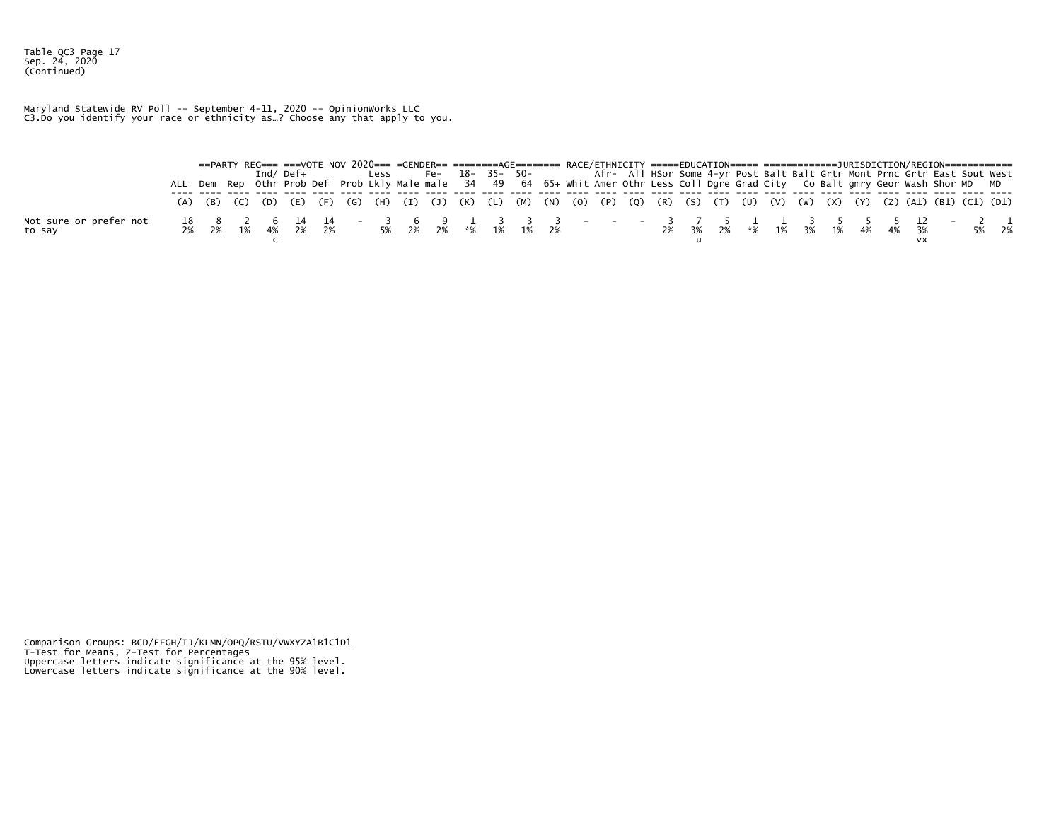Table QC3 Page 17
Sep. 24, 2020
(Continued)

Maryland Statewide RV Poll -- September 4-11, 2020 -- OpinionWorks LLC
C3.Do you identify your race or ethnicity as…? Choose any that apply to you.

| | | PARTY REG | | | VOTE NOV 2020 | | | | GENDER | | AGE | | | | RACE/ETHNICITY | | | EDUCATION | | | | JURISDICTION/REGION | | | | | | | | | |
|---|---|---|---|---|---|---|---|---|---|---|---|---|---|---|---|---|---|---|---|---|---|---|---|---|---|---|---|---|---|---|---|
| | ALL | Dem | Rep | Ind/ Othr | Def+ Prob | Def | Prob | Less Lkly | Male | Fe- male | 18- 34 | 35- 49 | 50- 64 | 65+ | Whit | Afr- Amer | All Othr | HSor Less | Some Coll | 4-yr Dgre | Post Grad | Balt City | Balt Co | Grtr Balt | Mont gmry | Prnc Geor | Grtr Wash | East Shor | Sout MD | West MD |
| | (A) | (B) | (C) | (D) | (E) | (F) | (G) | (H) | (I) | (J) | (K) | (L) | (M) | (N) | (O) | (P) | (Q) | (R) | (S) | (T) | (U) | (V) | (W) | (X) | (Y) | (Z) | (A1) | (B1) | (C1) | (D1) |
| Not sure or prefer not to say | 18 | 8 | 2 | 6 | 14 | 14 | - | 3 | 6 | 9 | 1 | 3 | 3 | 3 | - | - | - | 3 | 7 | 5 | 1 | 1 | 3 | 5 | 5 | 5 | 12 | - | 2 | 1 |
| | 2% | 2% | 1% | 4% | 2% | 2% | | 5% | 2% | 2% | *% | 1% | 1% | 2% | | | | 2% | 3% | 2% | *% | 1% | 3% | 1% | 4% | 4% | 3% | | 5% | 2% |
| | | | | c | | | | | | | | | | | | | | | u | | | | | | | | vx | | | |

Comparison Groups: BCD/EFGH/IJ/KLMN/OPQ/RSTU/VWXYZA1B1C1D1
T-Test for Means, Z-Test for Percentages
Uppercase letters indicate significance at the 95% level.
Lowercase letters indicate significance at the 90% level.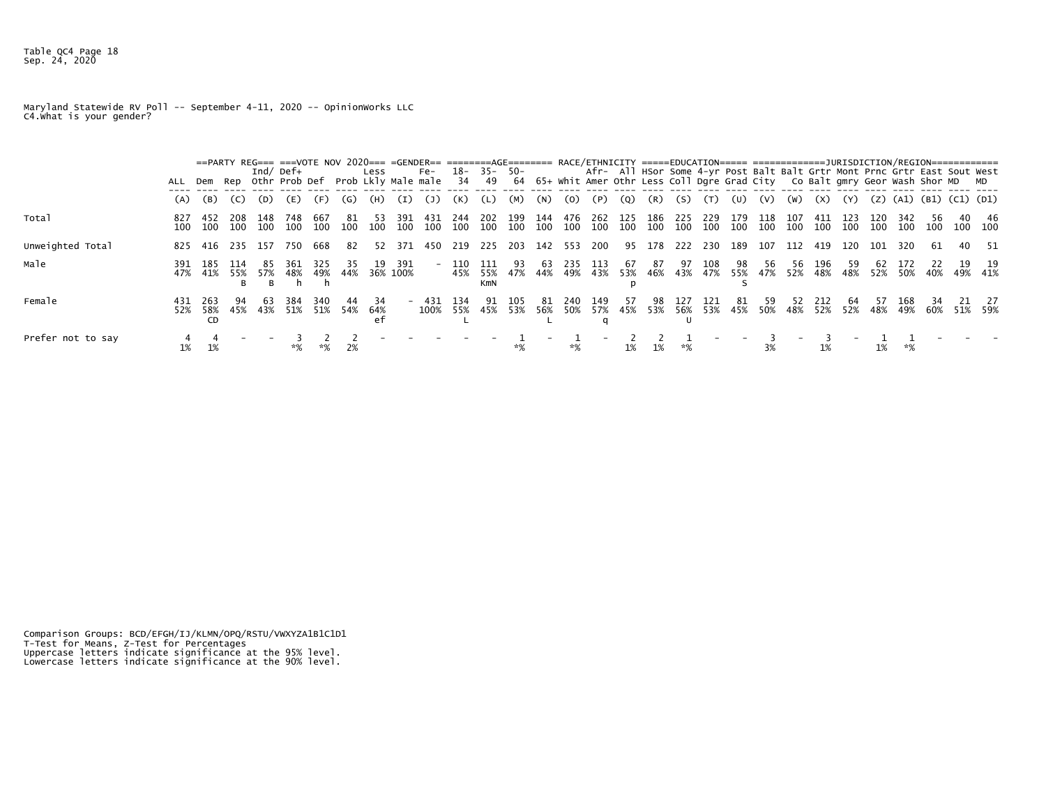Maryland Statewide RV Poll -- September 4-11, 2020 -- OpinionWorks LLC
C4.What is your gender?

| | ==PARTY REG=== | | | ===VOTE NOV 2020=== | | | | =GENDER== | | ========AGE======== | | | | RACE/ETHNICITY | | | =====EDUCATION===== | | | | ============JURISDICTION/REGION============ | | | | | | | | | |
|---|---|---|---|---|---|---|---|---|---|---|---|---|---|---|---|---|---|---|---|---|---|---|---|---|---|---|---|---|---|---|
| | ALL | Dem | Rep | Ind/ Othr | Def+ Prob | Def | Prob | Less Lkly | Male | Fe- male | 18- 34 | 35- 49 | 50- 64 | 65+ | Whit | Afr- Amer | All Othr | HSor Less | Some Coll | 4-yr Dgre | Post Grad | Balt City | Balt Co | Grtr Balt | Mont gmry | Prnc Geor | Grtr Wash | East Shor | Sout MD | West MD |
| | (A) | (B) | (C) | (D) | (E) | (F) | (G) | (H) | (I) | (J) | (K) | (L) | (M) | (N) | (O) | (P) | (Q) | (R) | (S) | (T) | (U) | (V) | (W) | (X) | (Y) | (Z) | (A1) | (B1) | (C1) | (D1) |
| Total | 827 | 452 | 208 | 148 | 748 | 667 | 81 | 53 | 391 | 431 | 244 | 202 | 199 | 144 | 476 | 262 | 125 | 186 | 225 | 229 | 179 | 118 | 107 | 411 | 123 | 120 | 342 | 56 | 40 | 46 |
| | 100 | 100 | 100 | 100 | 100 | 100 | 100 | 100 | 100 | 100 | 100 | 100 | 100 | 100 | 100 | 100 | 100 | 100 | 100 | 100 | 100 | 100 | 100 | 100 | 100 | 100 | 100 | 100 | 100 | 100 |
| Unweighted Total | 825 | 416 | 235 | 157 | 750 | 668 | 82 | 52 | 371 | 450 | 219 | 225 | 203 | 142 | 553 | 200 | 95 | 178 | 222 | 230 | 189 | 107 | 112 | 419 | 120 | 101 | 320 | 61 | 40 | 51 |
| Male | 391 | 185 | 114 | 85 | 361 | 325 | 35 | 19 | 391 | - | 110 | 111 | 93 | 63 | 235 | 113 | 67 | 87 | 97 | 108 | 98 | 56 | 56 | 196 | 59 | 62 | 172 | 22 | 19 | 19 |
| | 47% | 41% | 55% | 57% | 48% | 49% | 44% | 36% | 100% | | 45% | 55% | 47% | 44% | 49% | 43% | 53% | 46% | 43% | 47% | 55% | 47% | 52% | 48% | 48% | 52% | 50% | 40% | 49% | 41% |
| | | | B | B | h | h | | | | | | KmN | | | | | p | | | | S | | | | | | | | | |
| Female | 431 | 263 | 94 | 63 | 384 | 340 | 44 | 34 | - | 431 | 134 | 91 | 105 | 81 | 240 | 149 | 57 | 98 | 127 | 121 | 81 | 59 | 52 | 212 | 64 | 57 | 168 | 34 | 21 | 27 |
| | 52% | 58% | 45% | 43% | 51% | 51% | 54% | 64% | | 100% | 55% | 45% | 53% | 56% | 50% | 57% | 45% | 53% | 56% | 53% | 45% | 50% | 48% | 52% | 52% | 48% | 49% | 60% | 51% | 59% |
| | | CD | | | | | | ef | | | L | | | L | | q | | | U | | | | | | | | | | | |
| Prefer not to say | 4 | 4 | - | - | 3 | 2 | 2 | - | - | - | - | - | 1 | - | 1 | - | 2 | 2 | 1 | - | - | 3 | - | 3 | - | 1 | 1 | - | - | - |
| | 1% | 1% | | | *% | *% | 2% | | | | | | *% | | *% | | 1% | 1% | *% | | | 3% | | 1% | | 1% | *% | | | |

Comparison Groups: BCD/EFGH/IJ/KLMN/OPQ/RSTU/VWXYZA1B1C1D1
T-Test for Means, Z-Test for Percentages
Uppercase letters indicate significance at the 95% level.
Lowercase letters indicate significance at the 90% level.